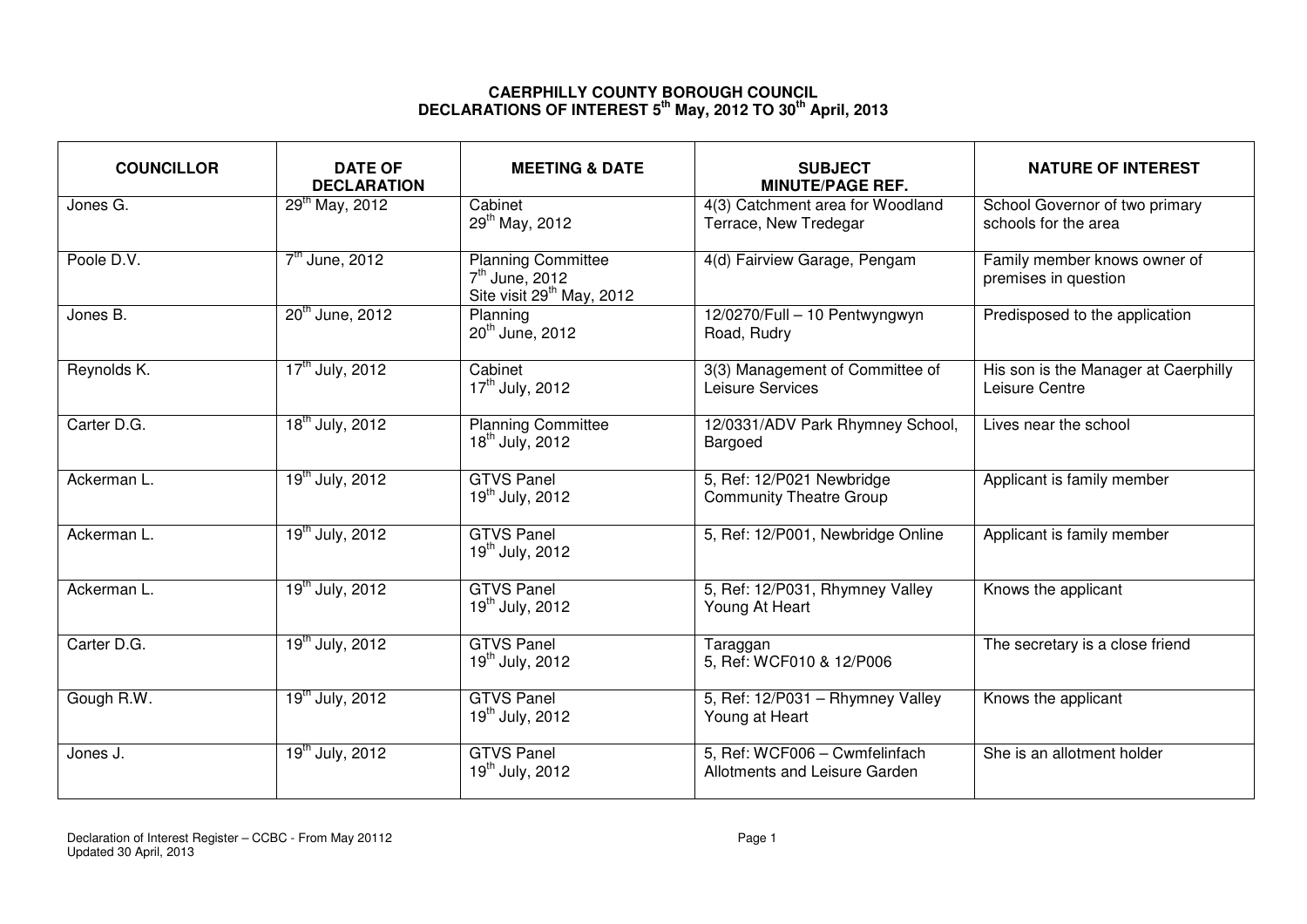# CAERPHILLY COUNTY BOROUGH COUNCIL
## DECLARATIONS OF INTEREST 5th May, 2012 TO 30th April, 2013

| COUNCILLOR | DATE OF DECLARATION | MEETING & DATE | SUBJECT MINUTE/PAGE REF. | NATURE OF INTEREST |
|---|---|---|---|---|
| Jones G. | 29th May, 2012 | Cabinet 29th May, 2012 | 4(3) Catchment area for Woodland Terrace, New Tredegar | School Governor of two primary schools for the area |
| Poole D.V. | 7th June, 2012 | Planning Committee 7th June, 2012 Site visit 29th May, 2012 | 4(d) Fairview Garage, Pengam | Family member knows owner of premises in question |
| Jones B. | 20th June, 2012 | Planning 20th June, 2012 | 12/0270/Full – 10 Pentwyngwyn Road, Rudry | Predisposed to the application |
| Reynolds K. | 17th July, 2012 | Cabinet 17th July, 2012 | 3(3) Management of Committee of Leisure Services | His son is the Manager at Caerphilly Leisure Centre |
| Carter D.G. | 18th July, 2012 | Planning Committee 18th July, 2012 | 12/0331/ADV Park Rhymney School, Bargoed | Lives near the school |
| Ackerman L. | 19th July, 2012 | GTVS Panel 19th July, 2012 | 5, Ref: 12/P021 Newbridge Community Theatre Group | Applicant is family member |
| Ackerman L. | 19th July, 2012 | GTVS Panel 19th July, 2012 | 5, Ref: 12/P001, Newbridge Online | Applicant is family member |
| Ackerman L. | 19th July, 2012 | GTVS Panel 19th July, 2012 | 5, Ref: 12/P031, Rhymney Valley Young At Heart | Knows the applicant |
| Carter D.G. | 19th July, 2012 | GTVS Panel 19th July, 2012 | Taraggan 5, Ref: WCF010 & 12/P006 | The secretary is a close friend |
| Gough R.W. | 19th July, 2012 | GTVS Panel 19th July, 2012 | 5, Ref: 12/P031 – Rhymney Valley Young at Heart | Knows the applicant |
| Jones J. | 19th July, 2012 | GTVS Panel 19th July, 2012 | 5, Ref: WCF006 – Cwmfelinfach Allotments and Leisure Garden | She is an allotment holder |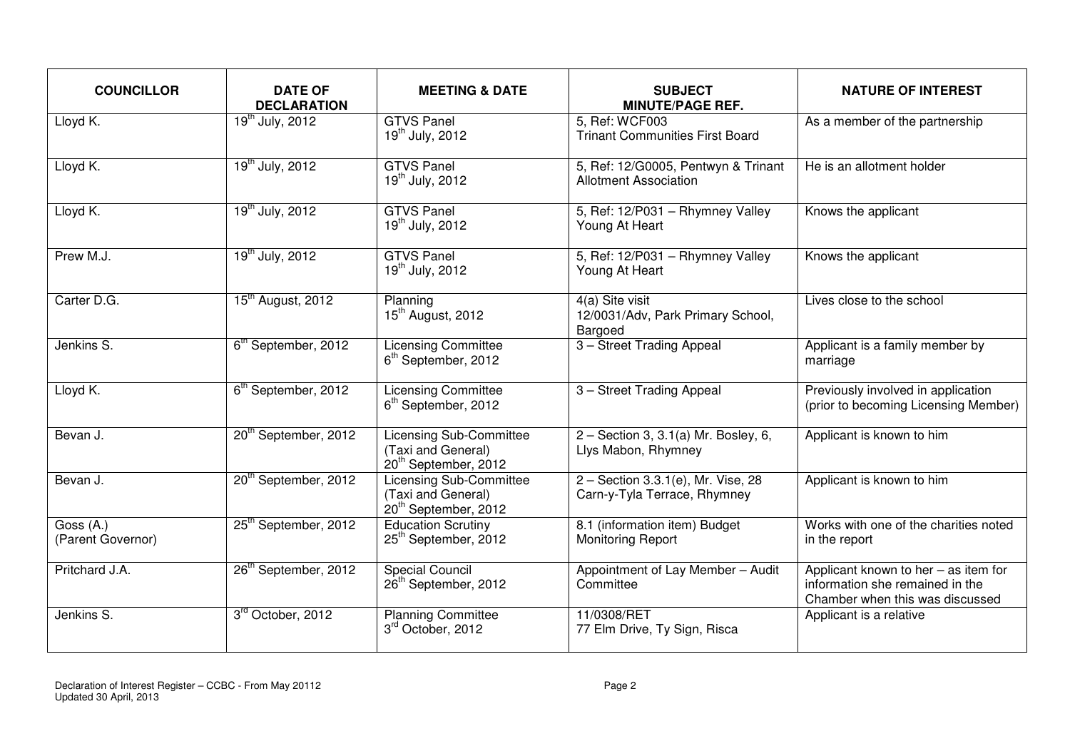| COUNCILLOR | DATE OF DECLARATION | MEETING & DATE | SUBJECT MINUTE/PAGE REF. | NATURE OF INTEREST |
|---|---|---|---|---|
| Lloyd K. | 19th July, 2012 | GTVS Panel 19th July, 2012 | 5, Ref: WCF003 Trinant Communities First Board | As a member of the partnership |
| Lloyd K. | 19th July, 2012 | GTVS Panel 19th July, 2012 | 5, Ref: 12/G0005, Pentwyn & Trinant Allotment Association | He is an allotment holder |
| Lloyd K. | 19th July, 2012 | GTVS Panel 19th July, 2012 | 5, Ref: 12/P031 – Rhymney Valley Young At Heart | Knows the applicant |
| Prew M.J. | 19th July, 2012 | GTVS Panel 19th July, 2012 | 5, Ref: 12/P031 – Rhymney Valley Young At Heart | Knows the applicant |
| Carter D.G. | 15th August, 2012 | Planning 15th August, 2012 | 4(a) Site visit 12/0031/Adv, Park Primary School, Bargoed | Lives close to the school |
| Jenkins S. | 6th September, 2012 | Licensing Committee 6th September, 2012 | 3 – Street Trading Appeal | Applicant is a family member by marriage |
| Lloyd K. | 6th September, 2012 | Licensing Committee 6th September, 2012 | 3 – Street Trading Appeal | Previously involved in application (prior to becoming Licensing Member) |
| Bevan J. | 20th September, 2012 | Licensing Sub-Committee (Taxi and General) 20th September, 2012 | 2 – Section 3, 3.1(a) Mr. Bosley, 6, Llys Mabon, Rhymney | Applicant is known to him |
| Bevan J. | 20th September, 2012 | Licensing Sub-Committee (Taxi and General) 20th September, 2012 | 2 – Section 3.3.1(e), Mr. Vise, 28 Carn-y-Tyla Terrace, Rhymney | Applicant is known to him |
| Goss (A.) (Parent Governor) | 25th September, 2012 | Education Scrutiny 25th September, 2012 | 8.1 (information item) Budget Monitoring Report | Works with one of the charities noted in the report |
| Pritchard J.A. | 26th September, 2012 | Special Council 26th September, 2012 | Appointment of Lay Member – Audit Committee | Applicant known to her – as item for information she remained in the Chamber when this was discussed |
| Jenkins S. | 3rd October, 2012 | Planning Committee 3rd October, 2012 | 11/0308/RET 77 Elm Drive, Ty Sign, Risca | Applicant is a relative |

Declaration of Interest Register – CCBC - From May 20112
Updated 30 April, 2013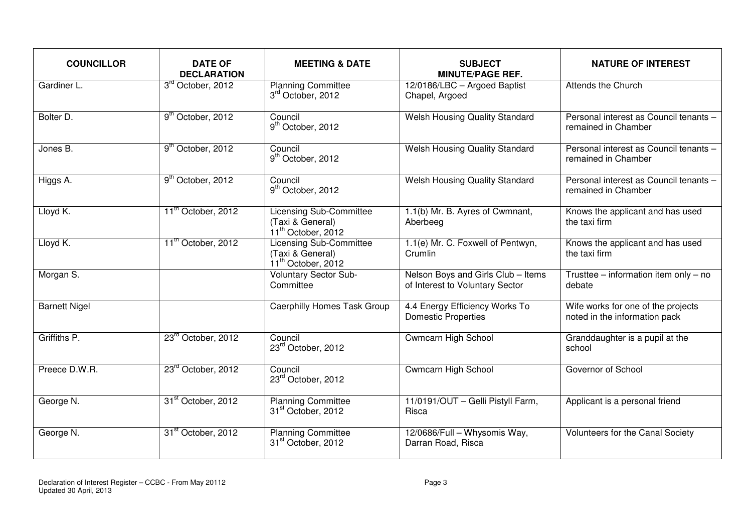| COUNCILLOR | DATE OF DECLARATION | MEETING & DATE | SUBJECT MINUTE/PAGE REF. | NATURE OF INTEREST |
|---|---|---|---|---|
| Gardiner L. | 3rd October, 2012 | Planning Committee 3rd October, 2012 | 12/0186/LBC – Argoed Baptist Chapel, Argoed | Attends the Church |
| Bolter D. | 9th October, 2012 | Council 9th October, 2012 | Welsh Housing Quality Standard | Personal interest as Council tenants – remained in Chamber |
| Jones B. | 9th October, 2012 | Council 9th October, 2012 | Welsh Housing Quality Standard | Personal interest as Council tenants – remained in Chamber |
| Higgs A. | 9th October, 2012 | Council 9th October, 2012 | Welsh Housing Quality Standard | Personal interest as Council tenants – remained in Chamber |
| Lloyd K. | 11th October, 2012 | Licensing Sub-Committee (Taxi & General) 11th October, 2012 | 1.1(b) Mr. B. Ayres of Cwmnant, Aberbeeg | Knows the applicant and has used the taxi firm |
| Lloyd K. | 11th October, 2012 | Licensing Sub-Committee (Taxi & General) 11th October, 2012 | 1.1(e) Mr. C. Foxwell of Pentwyn, Crumlin | Knows the applicant and has used the taxi firm |
| Morgan S. | | Voluntary Sector Sub-Committee | Nelson Boys and Girls Club – Items of Interest to Voluntary Sector | Trusttee – information item only – no debate |
| Barnett Nigel | | Caerphilly Homes Task Group | 4.4 Energy Efficiency Works To Domestic Properties | Wife works for one of the projects noted in the information pack |
| Griffiths P. | 23rd October, 2012 | Council 23rd October, 2012 | Cwmcarn High School | Granddaughter is a pupil at the school |
| Preece D.W.R. | 23rd October, 2012 | Council 23rd October, 2012 | Cwmcarn High School | Governor of School |
| George N. | 31st October, 2012 | Planning Committee 31st October, 2012 | 11/0191/OUT – Gelli Pistyll Farm, Risca | Applicant is a personal friend |
| George N. | 31st October, 2012 | Planning Committee 31st October, 2012 | 12/0686/Full – Whysomis Way, Darran Road, Risca | Volunteers for the Canal Society |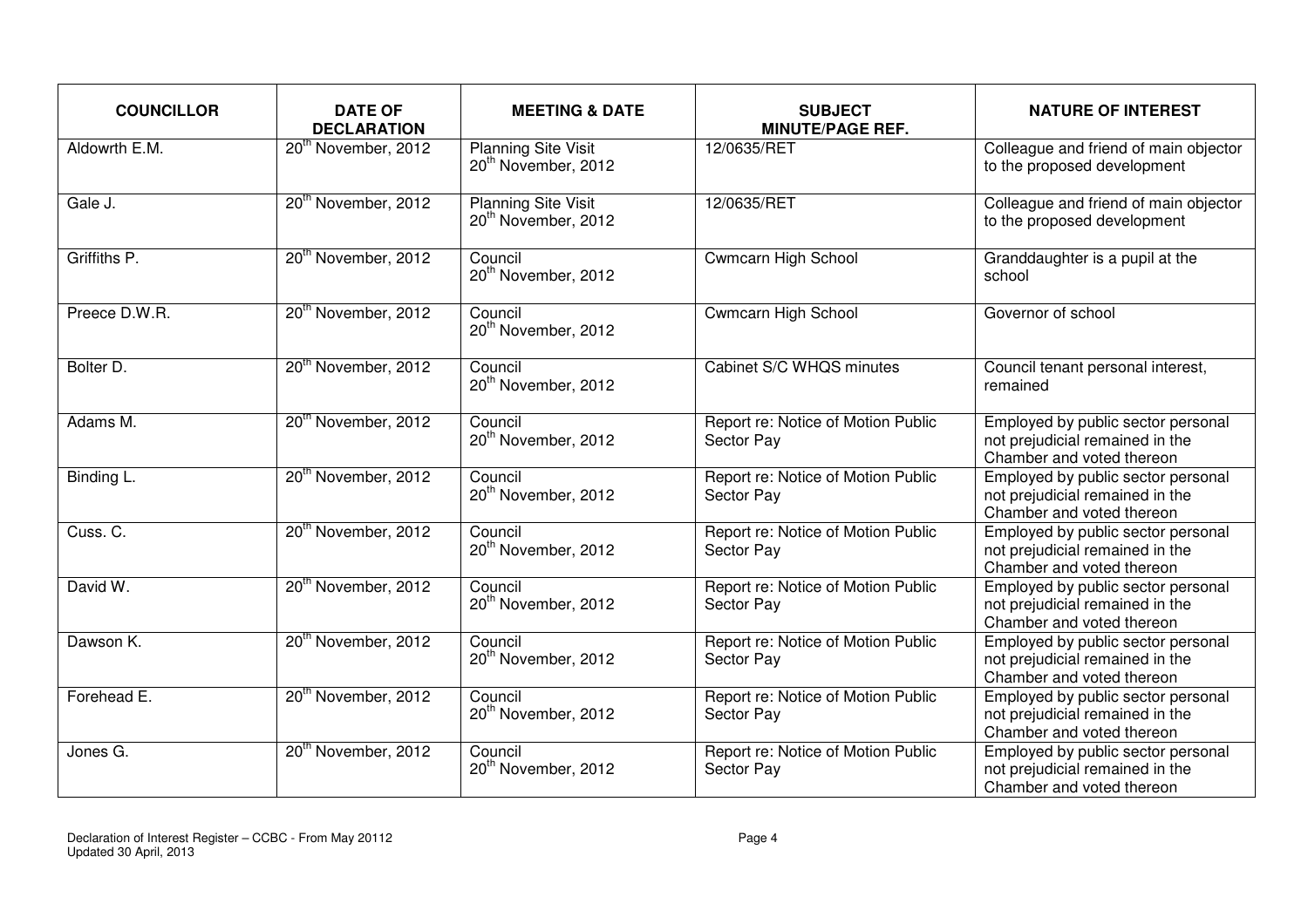| COUNCILLOR | DATE OF DECLARATION | MEETING & DATE | SUBJECT MINUTE/PAGE REF. | NATURE OF INTEREST |
|---|---|---|---|---|
| Aldowrth E.M. | 20th November, 2012 | Planning Site Visit 20th November, 2012 | 12/0635/RET | Colleague and friend of main objector to the proposed development |
| Gale J. | 20th November, 2012 | Planning Site Visit 20th November, 2012 | 12/0635/RET | Colleague and friend of main objector to the proposed development |
| Griffiths P. | 20th November, 2012 | Council 20th November, 2012 | Cwmcarn High School | Granddaughter is a pupil at the school |
| Preece D.W.R. | 20th November, 2012 | Council 20th November, 2012 | Cwmcarn High School | Governor of school |
| Bolter D. | 20th November, 2012 | Council 20th November, 2012 | Cabinet S/C WHQS minutes | Council tenant personal interest, remained |
| Adams M. | 20th November, 2012 | Council 20th November, 2012 | Report re: Notice of Motion Public Sector Pay | Employed by public sector personal not prejudicial remained in the Chamber and voted thereon |
| Binding L. | 20th November, 2012 | Council 20th November, 2012 | Report re: Notice of Motion Public Sector Pay | Employed by public sector personal not prejudicial remained in the Chamber and voted thereon |
| Cuss. C. | 20th November, 2012 | Council 20th November, 2012 | Report re: Notice of Motion Public Sector Pay | Employed by public sector personal not prejudicial remained in the Chamber and voted thereon |
| David W. | 20th November, 2012 | Council 20th November, 2012 | Report re: Notice of Motion Public Sector Pay | Employed by public sector personal not prejudicial remained in the Chamber and voted thereon |
| Dawson K. | 20th November, 2012 | Council 20th November, 2012 | Report re: Notice of Motion Public Sector Pay | Employed by public sector personal not prejudicial remained in the Chamber and voted thereon |
| Forehead E. | 20th November, 2012 | Council 20th November, 2012 | Report re: Notice of Motion Public Sector Pay | Employed by public sector personal not prejudicial remained in the Chamber and voted thereon |
| Jones G. | 20th November, 2012 | Council 20th November, 2012 | Report re: Notice of Motion Public Sector Pay | Employed by public sector personal not prejudicial remained in the Chamber and voted thereon |

Declaration of Interest Register – CCBC - From May 20112
Updated 30 April, 2013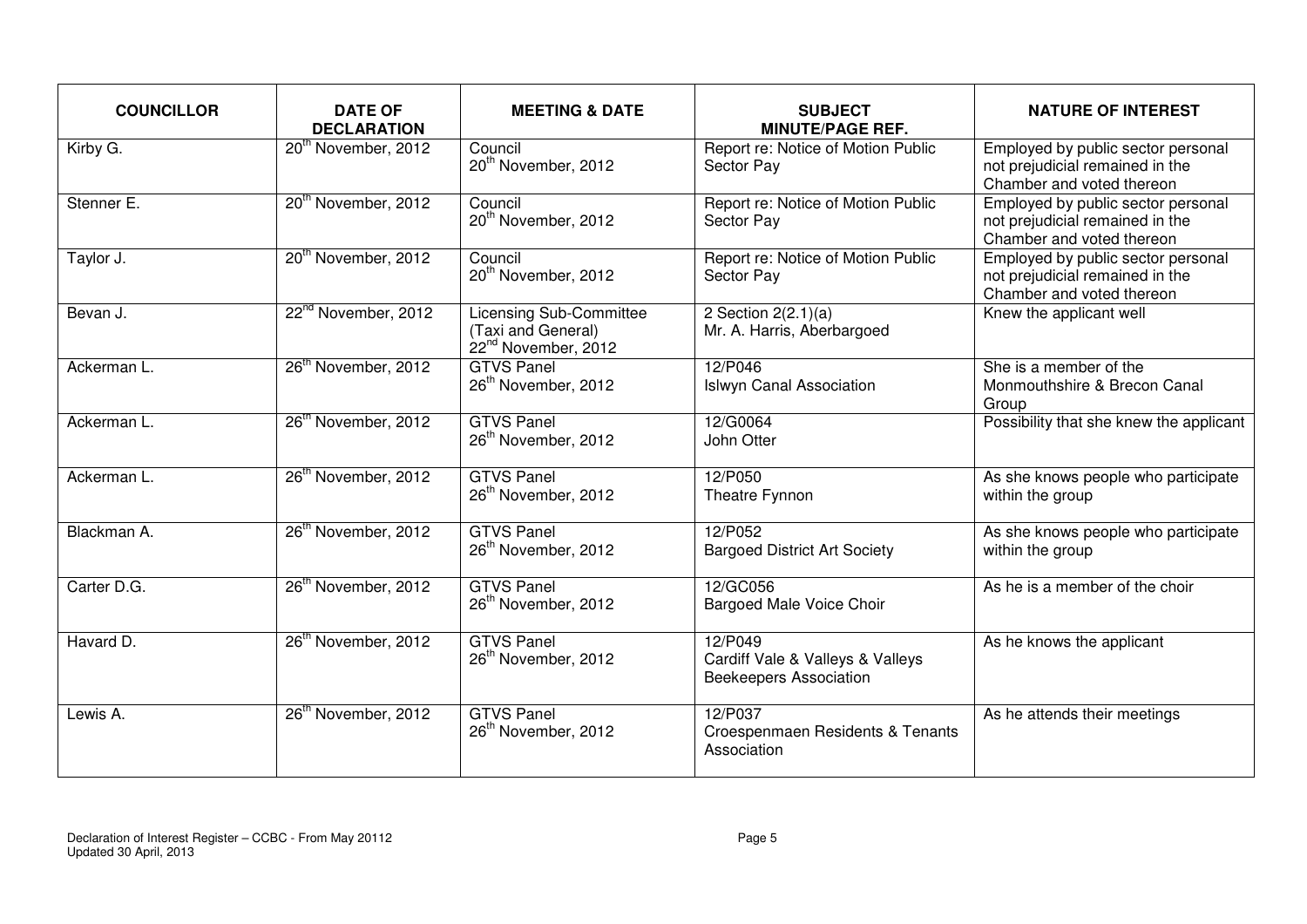| COUNCILLOR | DATE OF DECLARATION | MEETING & DATE | SUBJECT MINUTE/PAGE REF. | NATURE OF INTEREST |
|---|---|---|---|---|
| Kirby G. | 20th November, 2012 | Council 20th November, 2012 | Report re: Notice of Motion Public Sector Pay | Employed by public sector personal not prejudicial remained in the Chamber and voted thereon |
| Stenner E. | 20th November, 2012 | Council 20th November, 2012 | Report re: Notice of Motion Public Sector Pay | Employed by public sector personal not prejudicial remained in the Chamber and voted thereon |
| Taylor J. | 20th November, 2012 | Council 20th November, 2012 | Report re: Notice of Motion Public Sector Pay | Employed by public sector personal not prejudicial remained in the Chamber and voted thereon |
| Bevan J. | 22nd November, 2012 | Licensing Sub-Committee (Taxi and General) 22nd November, 2012 | 2 Section 2(2.1)(a) Mr. A. Harris, Aberbargoed | Knew the applicant well |
| Ackerman L. | 26th November, 2012 | GTVS Panel 26th November, 2012 | 12/P046 Islwyn Canal Association | She is a member of the Monmouthshire & Brecon Canal Group |
| Ackerman L. | 26th November, 2012 | GTVS Panel 26th November, 2012 | 12/G0064 John Otter | Possibility that she knew the applicant |
| Ackerman L. | 26th November, 2012 | GTVS Panel 26th November, 2012 | 12/P050 Theatre Fynnon | As she knows people who participate within the group |
| Blackman A. | 26th November, 2012 | GTVS Panel 26th November, 2012 | 12/P052 Bargoed District Art Society | As she knows people who participate within the group |
| Carter D.G. | 26th November, 2012 | GTVS Panel 26th November, 2012 | 12/GC056 Bargoed Male Voice Choir | As he is a member of the choir |
| Havard D. | 26th November, 2012 | GTVS Panel 26th November, 2012 | 12/P049 Cardiff Vale & Valleys & Valleys Beekeepers Association | As he knows the applicant |
| Lewis A. | 26th November, 2012 | GTVS Panel 26th November, 2012 | 12/P037 Croespenmaen Residents & Tenants Association | As he attends their meetings |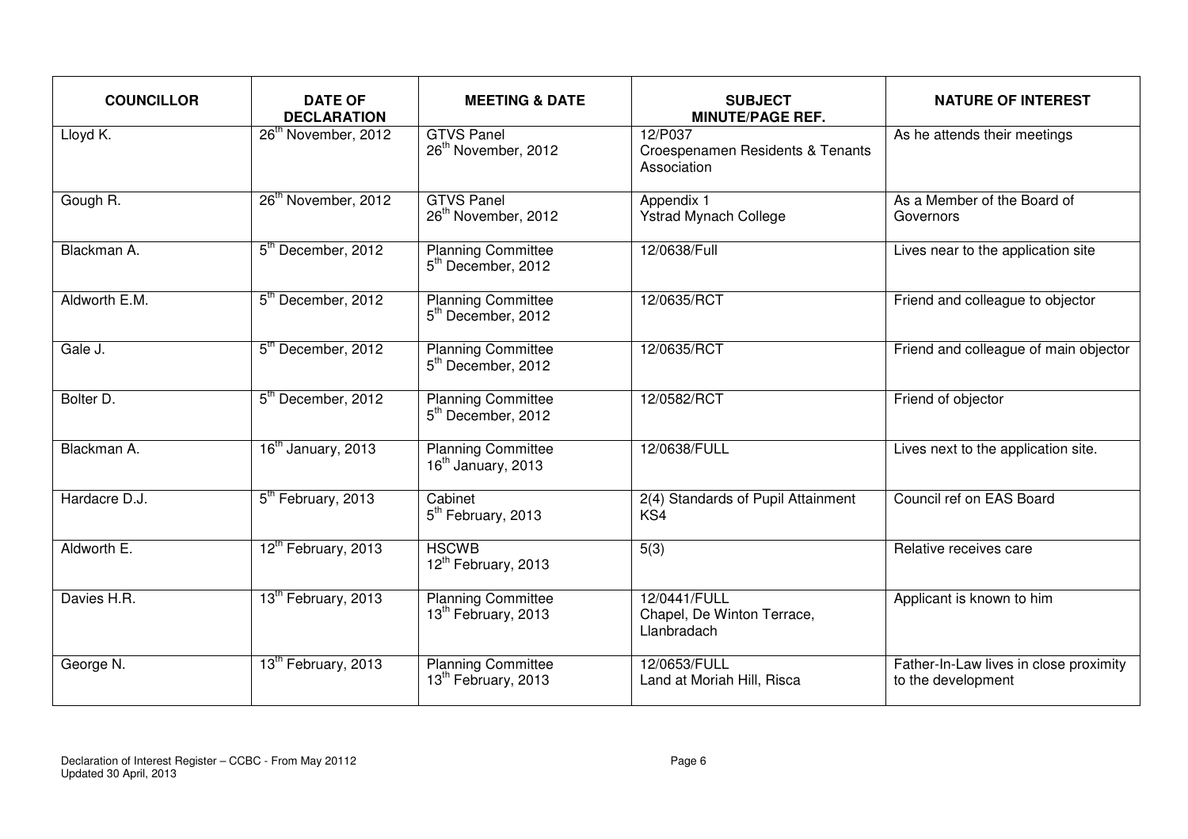| COUNCILLOR | DATE OF DECLARATION | MEETING & DATE | SUBJECT MINUTE/PAGE REF. | NATURE OF INTEREST |
|---|---|---|---|---|
| Lloyd K. | 26th November, 2012 | GTVS Panel 26th November, 2012 | 12/P037 Croespenamen Residents & Tenants Association | As he attends their meetings |
| Gough R. | 26th November, 2012 | GTVS Panel 26th November, 2012 | Appendix 1 Ystrad Mynach College | As a Member of the Board of Governors |
| Blackman A. | 5th December, 2012 | Planning Committee 5th December, 2012 | 12/0638/Full | Lives near to the application site |
| Aldworth E.M. | 5th December, 2012 | Planning Committee 5th December, 2012 | 12/0635/RCT | Friend and colleague to objector |
| Gale J. | 5th December, 2012 | Planning Committee 5th December, 2012 | 12/0635/RCT | Friend and colleague of main objector |
| Bolter D. | 5th December, 2012 | Planning Committee 5th December, 2012 | 12/0582/RCT | Friend of objector |
| Blackman A. | 16th January, 2013 | Planning Committee 16th January, 2013 | 12/0638/FULL | Lives next to the application site. |
| Hardacre D.J. | 5th February, 2013 | Cabinet 5th February, 2013 | 2(4) Standards of Pupil Attainment KS4 | Council ref on EAS Board |
| Aldworth E. | 12th February, 2013 | HSCWB 12th February, 2013 | 5(3) | Relative receives care |
| Davies H.R. | 13th February, 2013 | Planning Committee 13th February, 2013 | 12/0441/FULL Chapel, De Winton Terrace, Llanbradach | Applicant is known to him |
| George N. | 13th February, 2013 | Planning Committee 13th February, 2013 | 12/0653/FULL Land at Moriah Hill, Risca | Father-In-Law lives in close proximity to the development |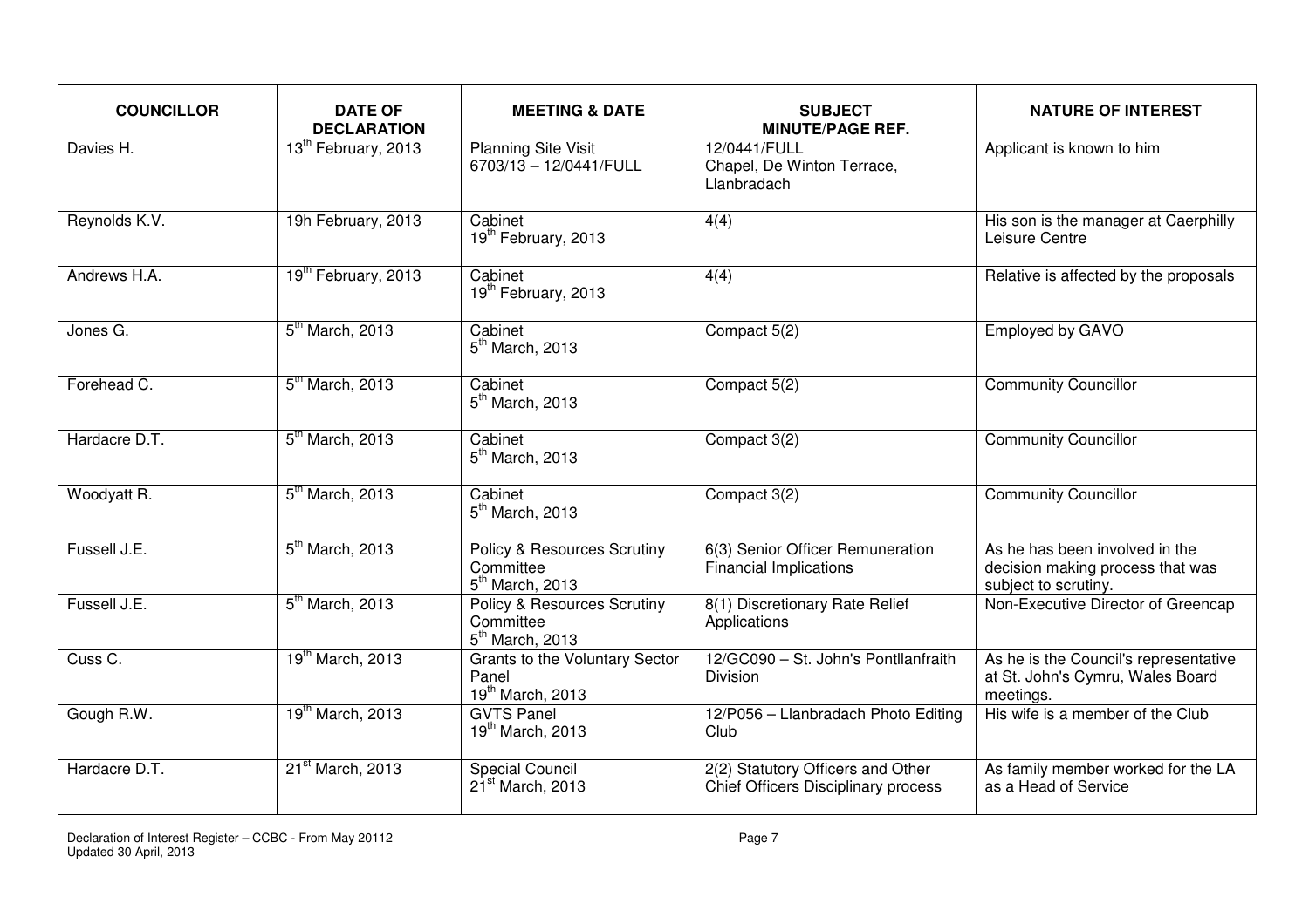| COUNCILLOR | DATE OF DECLARATION | MEETING & DATE | SUBJECT MINUTE/PAGE REF. | NATURE OF INTEREST |
|---|---|---|---|---|
| Davies H. | 13th February, 2013 | Planning Site Visit 6703/13 – 12/0441/FULL | 12/0441/FULL Chapel, De Winton Terrace, Llanbradach | Applicant is known to him |
| Reynolds K.V. | 19h February, 2013 | Cabinet 19th February, 2013 | 4(4) | His son is the manager at Caerphilly Leisure Centre |
| Andrews H.A. | 19th February, 2013 | Cabinet 19th February, 2013 | 4(4) | Relative is affected by the proposals |
| Jones G. | 5th March, 2013 | Cabinet 5th March, 2013 | Compact 5(2) | Employed by GAVO |
| Forehead C. | 5th March, 2013 | Cabinet 5th March, 2013 | Compact 5(2) | Community Councillor |
| Hardacre D.T. | 5th March, 2013 | Cabinet 5th March, 2013 | Compact 3(2) | Community Councillor |
| Woodyatt R. | 5th March, 2013 | Cabinet 5th March, 2013 | Compact 3(2) | Community Councillor |
| Fussell J.E. | 5th March, 2013 | Policy & Resources Scrutiny Committee 5th March, 2013 | 6(3) Senior Officer Remuneration Financial Implications | As he has been involved in the decision making process that was subject to scrutiny. |
| Fussell J.E. | 5th March, 2013 | Policy & Resources Scrutiny Committee 5th March, 2013 | 8(1) Discretionary Rate Relief Applications | Non-Executive Director of Greencap |
| Cuss C. | 19th March, 2013 | Grants to the Voluntary Sector Panel 19th March, 2013 | 12/GC090 – St. John's Pontllanfraith Division | As he is the Council's representative at St. John's Cymru, Wales Board meetings. |
| Gough R.W. | 19th March, 2013 | GVTS Panel 19th March, 2013 | 12/P056 – Llanbradach Photo Editing Club | His wife is a member of the Club |
| Hardacre D.T. | 21st March, 2013 | Special Council 21st March, 2013 | 2(2) Statutory Officers and Other Chief Officers Disciplinary process | As family member worked for the LA as a Head of Service |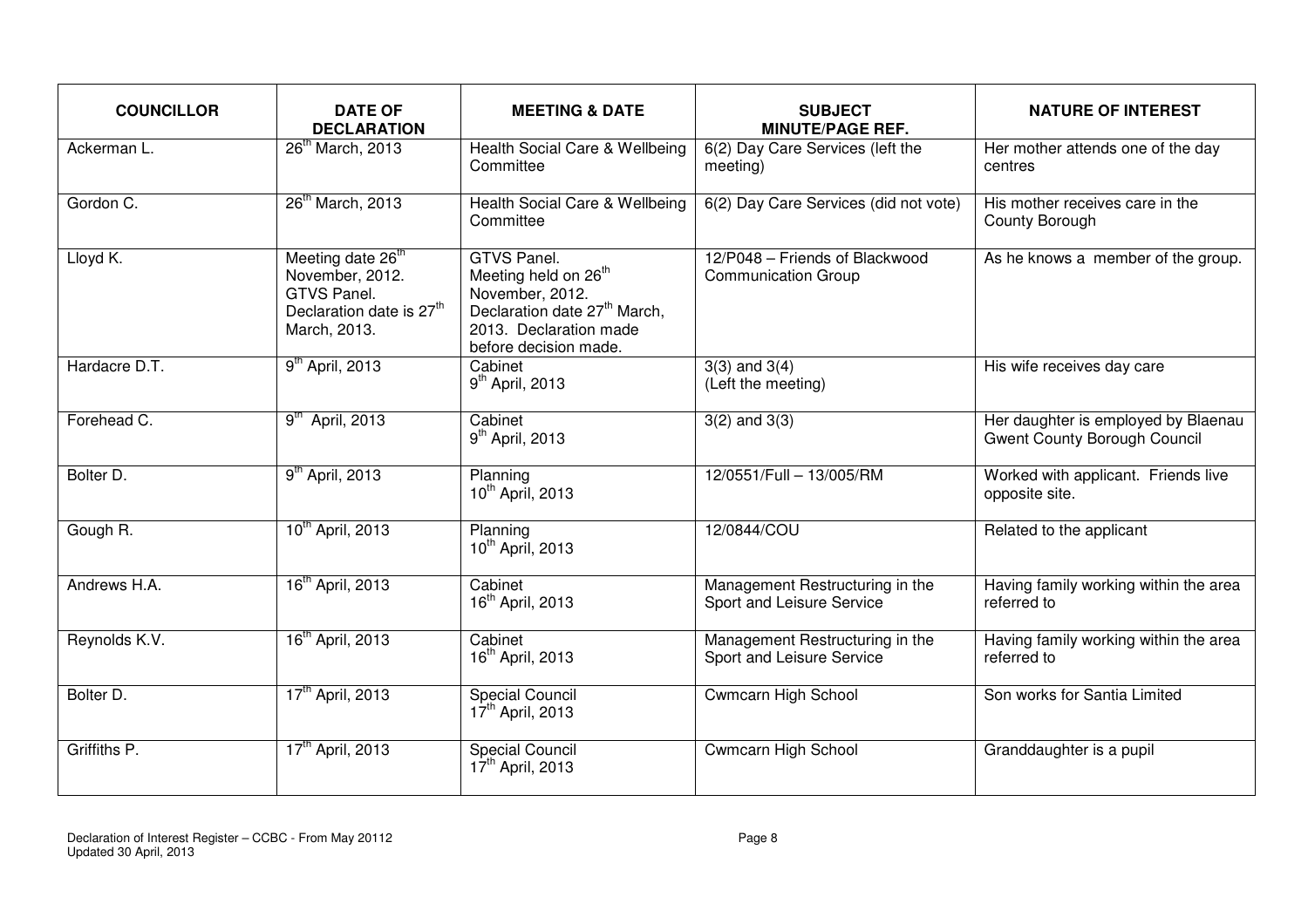| COUNCILLOR | DATE OF DECLARATION | MEETING & DATE | SUBJECT MINUTE/PAGE REF. | NATURE OF INTEREST |
|---|---|---|---|---|
| Ackerman L. | 26th March, 2013 | Health Social Care & Wellbeing Committee | 6(2) Day Care Services (left the meeting) | Her mother attends one of the day centres |
| Gordon C. | 26th March, 2013 | Health Social Care & Wellbeing Committee | 6(2) Day Care Services (did not vote) | His mother receives care in the County Borough |
| Lloyd K. | Meeting date 26th November, 2012. GTVS Panel. Declaration date is 27th March, 2013. | GTVS Panel. Meeting held on 26th November, 2012. Declaration date 27th March, 2013. Declaration made before decision made. | 12/P048 – Friends of Blackwood Communication Group | As he knows a member of the group. |
| Hardacre D.T. | 9th April, 2013 | Cabinet 9th April, 2013 | 3(3) and 3(4) (Left the meeting) | His wife receives day care |
| Forehead C. | 9th April, 2013 | Cabinet 9th April, 2013 | 3(2) and 3(3) | Her daughter is employed by Blaenau Gwent County Borough Council |
| Bolter D. | 9th April, 2013 | Planning 10th April, 2013 | 12/0551/Full – 13/005/RM | Worked with applicant. Friends live opposite site. |
| Gough R. | 10th April, 2013 | Planning 10th April, 2013 | 12/0844/COU | Related to the applicant |
| Andrews H.A. | 16th April, 2013 | Cabinet 16th April, 2013 | Management Restructuring in the Sport and Leisure Service | Having family working within the area referred to |
| Reynolds K.V. | 16th April, 2013 | Cabinet 16th April, 2013 | Management Restructuring in the Sport and Leisure Service | Having family working within the area referred to |
| Bolter D. | 17th April, 2013 | Special Council 17th April, 2013 | Cwmcarn High School | Son works for Santia Limited |
| Griffiths P. | 17th April, 2013 | Special Council 17th April, 2013 | Cwmcarn High School | Granddaughter is a pupil |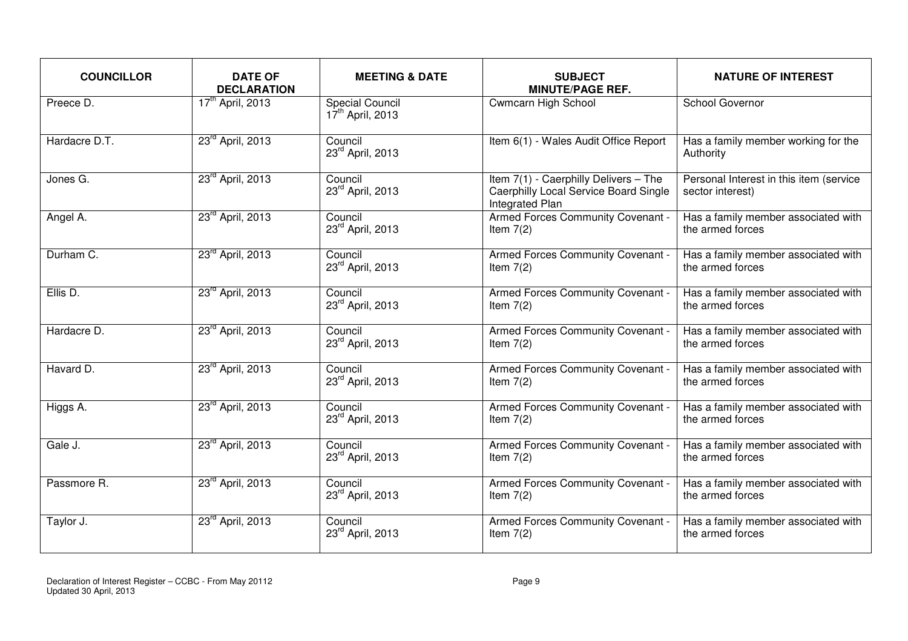| COUNCILLOR | DATE OF DECLARATION | MEETING & DATE | SUBJECT MINUTE/PAGE REF. | NATURE OF INTEREST |
|---|---|---|---|---|
| Preece D. | 17th April, 2013 | Special Council 17th April, 2013 | Cwmcarn High School | School Governor |
| Hardacre D.T. | 23rd April, 2013 | Council 23rd April, 2013 | Item 6(1) - Wales Audit Office Report | Has a family member working for the Authority |
| Jones G. | 23rd April, 2013 | Council 23rd April, 2013 | Item 7(1) - Caerphilly Delivers – The Caerphilly Local Service Board Single Integrated Plan | Personal Interest in this item (service sector interest) |
| Angel A. | 23rd April, 2013 | Council 23rd April, 2013 | Armed Forces Community Covenant - Item 7(2) | Has a family member associated with the armed forces |
| Durham C. | 23rd April, 2013 | Council 23rd April, 2013 | Armed Forces Community Covenant - Item 7(2) | Has a family member associated with the armed forces |
| Ellis D. | 23rd April, 2013 | Council 23rd April, 2013 | Armed Forces Community Covenant - Item 7(2) | Has a family member associated with the armed forces |
| Hardacre D. | 23rd April, 2013 | Council 23rd April, 2013 | Armed Forces Community Covenant - Item 7(2) | Has a family member associated with the armed forces |
| Havard D. | 23rd April, 2013 | Council 23rd April, 2013 | Armed Forces Community Covenant - Item 7(2) | Has a family member associated with the armed forces |
| Higgs A. | 23rd April, 2013 | Council 23rd April, 2013 | Armed Forces Community Covenant - Item 7(2) | Has a family member associated with the armed forces |
| Gale J. | 23rd April, 2013 | Council 23rd April, 2013 | Armed Forces Community Covenant - Item 7(2) | Has a family member associated with the armed forces |
| Passmore R. | 23rd April, 2013 | Council 23rd April, 2013 | Armed Forces Community Covenant - Item 7(2) | Has a family member associated with the armed forces |
| Taylor J. | 23rd April, 2013 | Council 23rd April, 2013 | Armed Forces Community Covenant - Item 7(2) | Has a family member associated with the armed forces |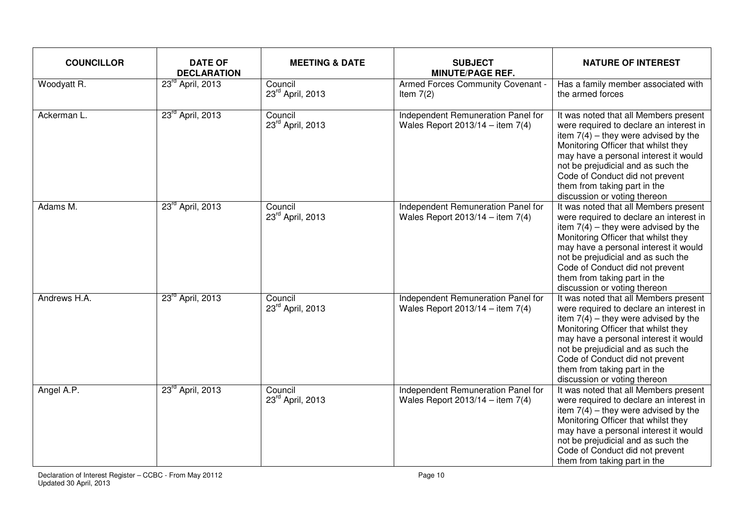| COUNCILLOR | DATE OF DECLARATION | MEETING & DATE | SUBJECT MINUTE/PAGE REF. | NATURE OF INTEREST |
|---|---|---|---|---|
| Woodyatt R. | 23rd April, 2013 | Council 23rd April, 2013 | Armed Forces Community Covenant - Item 7(2) | Has a family member associated with the armed forces |
| Ackerman L. | 23rd April, 2013 | Council 23rd April, 2013 | Independent Remuneration Panel for Wales Report 2013/14 – item 7(4) | It was noted that all Members present were required to declare an interest in item 7(4) – they were advised by the Monitoring Officer that whilst they may have a personal interest it would not be prejudicial and as such the Code of Conduct did not prevent them from taking part in the discussion or voting thereon |
| Adams M. | 23rd April, 2013 | Council 23rd April, 2013 | Independent Remuneration Panel for Wales Report 2013/14 – item 7(4) | It was noted that all Members present were required to declare an interest in item 7(4) – they were advised by the Monitoring Officer that whilst they may have a personal interest it would not be prejudicial and as such the Code of Conduct did not prevent them from taking part in the discussion or voting thereon |
| Andrews H.A. | 23rd April, 2013 | Council 23rd April, 2013 | Independent Remuneration Panel for Wales Report 2013/14 – item 7(4) | It was noted that all Members present were required to declare an interest in item 7(4) – they were advised by the Monitoring Officer that whilst they may have a personal interest it would not be prejudicial and as such the Code of Conduct did not prevent them from taking part in the discussion or voting thereon |
| Angel A.P. | 23rd April, 2013 | Council 23rd April, 2013 | Independent Remuneration Panel for Wales Report 2013/14 – item 7(4) | It was noted that all Members present were required to declare an interest in item 7(4) – they were advised by the Monitoring Officer that whilst they may have a personal interest it would not be prejudicial and as such the Code of Conduct did not prevent them from taking part in the |

Declaration of Interest Register – CCBC - From May 20112
Updated 30 April, 2013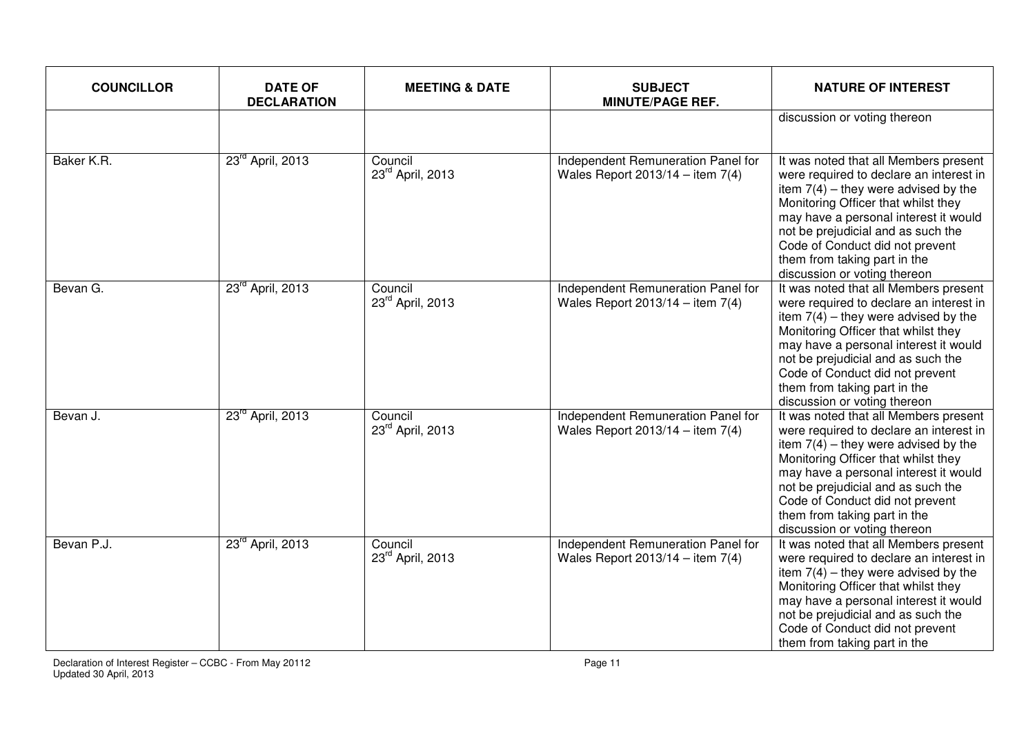| COUNCILLOR | DATE OF DECLARATION | MEETING & DATE | SUBJECT MINUTE/PAGE REF. | NATURE OF INTEREST |
|---|---|---|---|---|
| | | | | discussion or voting thereon |
| Baker K.R. | 23rd April, 2013 | Council 23rd April, 2013 | Independent Remuneration Panel for Wales Report 2013/14 – item 7(4) | It was noted that all Members present were required to declare an interest in item 7(4) – they were advised by the Monitoring Officer that whilst they may have a personal interest it would not be prejudicial and as such the Code of Conduct did not prevent them from taking part in the discussion or voting thereon |
| Bevan G. | 23rd April, 2013 | Council 23rd April, 2013 | Independent Remuneration Panel for Wales Report 2013/14 – item 7(4) | It was noted that all Members present were required to declare an interest in item 7(4) – they were advised by the Monitoring Officer that whilst they may have a personal interest it would not be prejudicial and as such the Code of Conduct did not prevent them from taking part in the discussion or voting thereon |
| Bevan J. | 23rd April, 2013 | Council 23rd April, 2013 | Independent Remuneration Panel for Wales Report 2013/14 – item 7(4) | It was noted that all Members present were required to declare an interest in item 7(4) – they were advised by the Monitoring Officer that whilst they may have a personal interest it would not be prejudicial and as such the Code of Conduct did not prevent them from taking part in the discussion or voting thereon |
| Bevan P.J. | 23rd April, 2013 | Council 23rd April, 2013 | Independent Remuneration Panel for Wales Report 2013/14 – item 7(4) | It was noted that all Members present were required to declare an interest in item 7(4) – they were advised by the Monitoring Officer that whilst they may have a personal interest it would not be prejudicial and as such the Code of Conduct did not prevent them from taking part in the |

Declaration of Interest Register – CCBC - From May 20112
Updated 30 April, 2013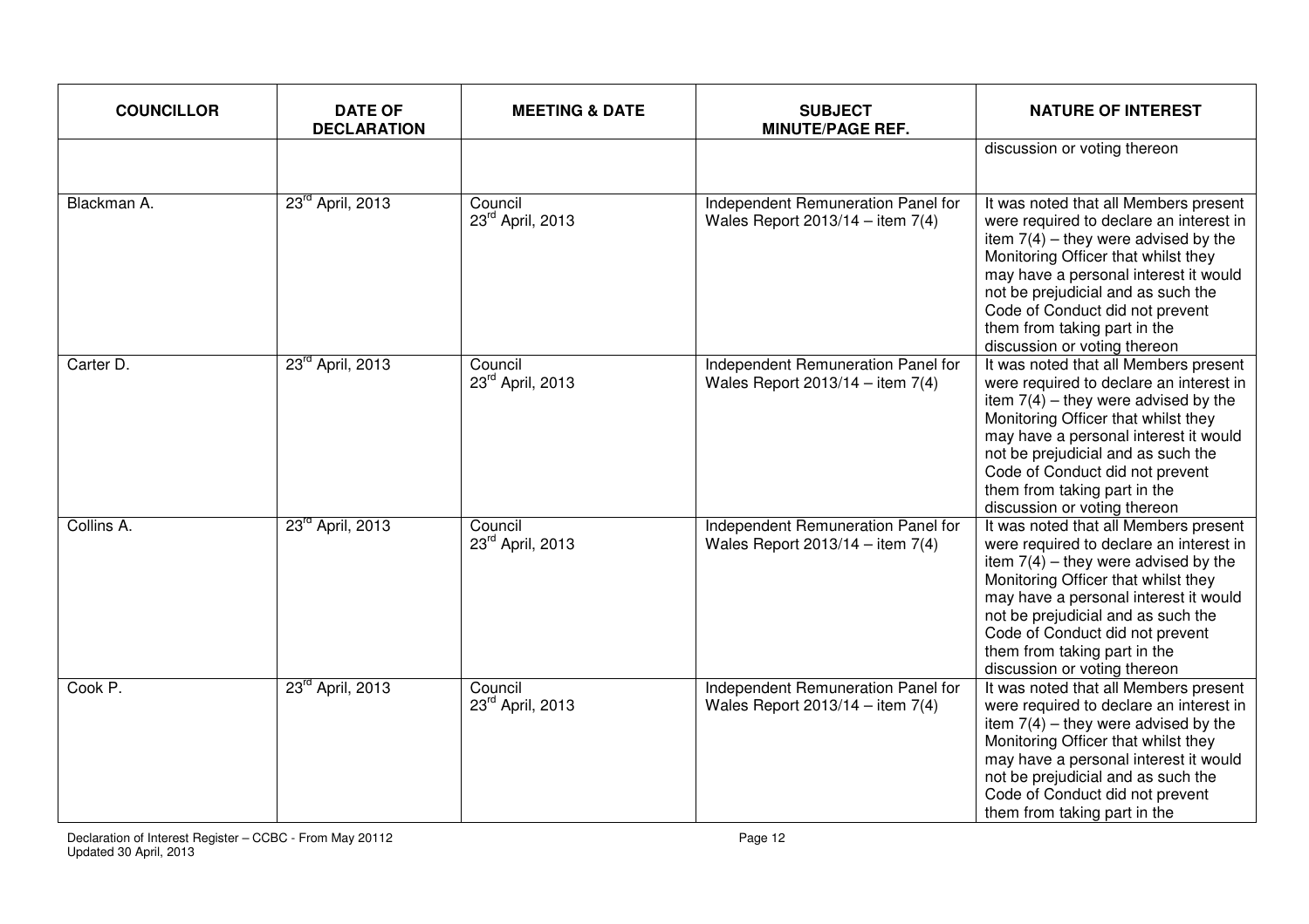| COUNCILLOR | DATE OF DECLARATION | MEETING & DATE | SUBJECT MINUTE/PAGE REF. | NATURE OF INTEREST |
| --- | --- | --- | --- | --- |
| | | | | discussion or voting thereon |
| Blackman A. | 23rd April, 2013 | Council 23rd April, 2013 | Independent Remuneration Panel for Wales Report 2013/14 – item 7(4) | It was noted that all Members present were required to declare an interest in item 7(4) – they were advised by the Monitoring Officer that whilst they may have a personal interest it would not be prejudicial and as such the Code of Conduct did not prevent them from taking part in the discussion or voting thereon |
| Carter D. | 23rd April, 2013 | Council 23rd April, 2013 | Independent Remuneration Panel for Wales Report 2013/14 – item 7(4) | It was noted that all Members present were required to declare an interest in item 7(4) – they were advised by the Monitoring Officer that whilst they may have a personal interest it would not be prejudicial and as such the Code of Conduct did not prevent them from taking part in the discussion or voting thereon |
| Collins A. | 23rd April, 2013 | Council 23rd April, 2013 | Independent Remuneration Panel for Wales Report 2013/14 – item 7(4) | It was noted that all Members present were required to declare an interest in item 7(4) – they were advised by the Monitoring Officer that whilst they may have a personal interest it would not be prejudicial and as such the Code of Conduct did not prevent them from taking part in the discussion or voting thereon |
| Cook P. | 23rd April, 2013 | Council 23rd April, 2013 | Independent Remuneration Panel for Wales Report 2013/14 – item 7(4) | It was noted that all Members present were required to declare an interest in item 7(4) – they were advised by the Monitoring Officer that whilst they may have a personal interest it would not be prejudicial and as such the Code of Conduct did not prevent them from taking part in the |

Declaration of Interest Register – CCBC - From May 20112
Updated 30 April, 2013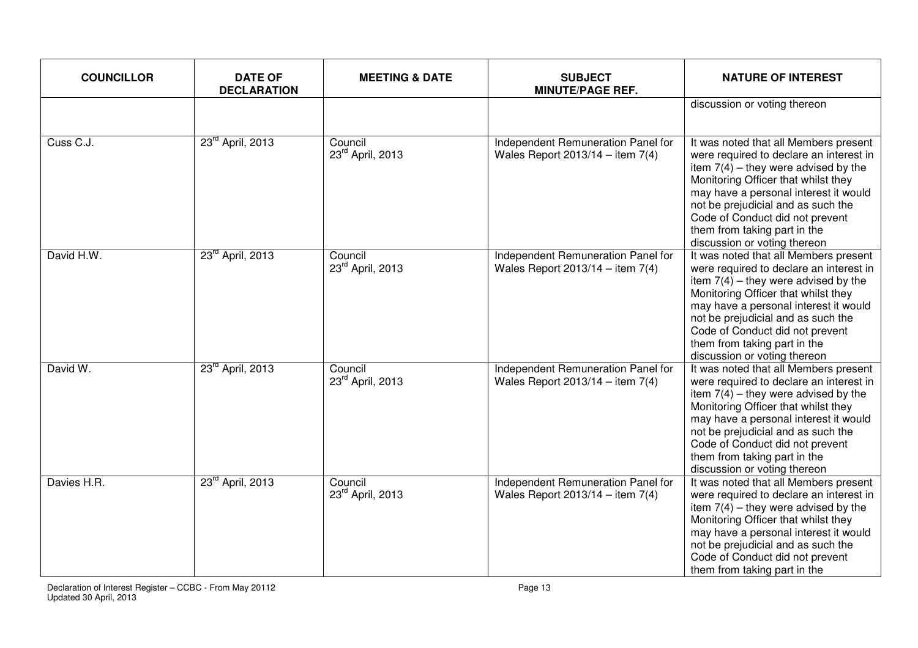| COUNCILLOR | DATE OF DECLARATION | MEETING & DATE | SUBJECT MINUTE/PAGE REF. | NATURE OF INTEREST |
|---|---|---|---|---|
| | | | | discussion or voting thereon |
| Cuss C.J. | 23rd April, 2013 | Council 23rd April, 2013 | Independent Remuneration Panel for Wales Report 2013/14 – item 7(4) | It was noted that all Members present were required to declare an interest in item 7(4) – they were advised by the Monitoring Officer that whilst they may have a personal interest it would not be prejudicial and as such the Code of Conduct did not prevent them from taking part in the discussion or voting thereon |
| David H.W. | 23rd April, 2013 | Council 23rd April, 2013 | Independent Remuneration Panel for Wales Report 2013/14 – item 7(4) | It was noted that all Members present were required to declare an interest in item 7(4) – they were advised by the Monitoring Officer that whilst they may have a personal interest it would not be prejudicial and as such the Code of Conduct did not prevent them from taking part in the discussion or voting thereon |
| David W. | 23rd April, 2013 | Council 23rd April, 2013 | Independent Remuneration Panel for Wales Report 2013/14 – item 7(4) | It was noted that all Members present were required to declare an interest in item 7(4) – they were advised by the Monitoring Officer that whilst they may have a personal interest it would not be prejudicial and as such the Code of Conduct did not prevent them from taking part in the discussion or voting thereon |
| Davies H.R. | 23rd April, 2013 | Council 23rd April, 2013 | Independent Remuneration Panel for Wales Report 2013/14 – item 7(4) | It was noted that all Members present were required to declare an interest in item 7(4) – they were advised by the Monitoring Officer that whilst they may have a personal interest it would not be prejudicial and as such the Code of Conduct did not prevent them from taking part in the |

Declaration of Interest Register – CCBC - From May 20112
Updated 30 April, 2013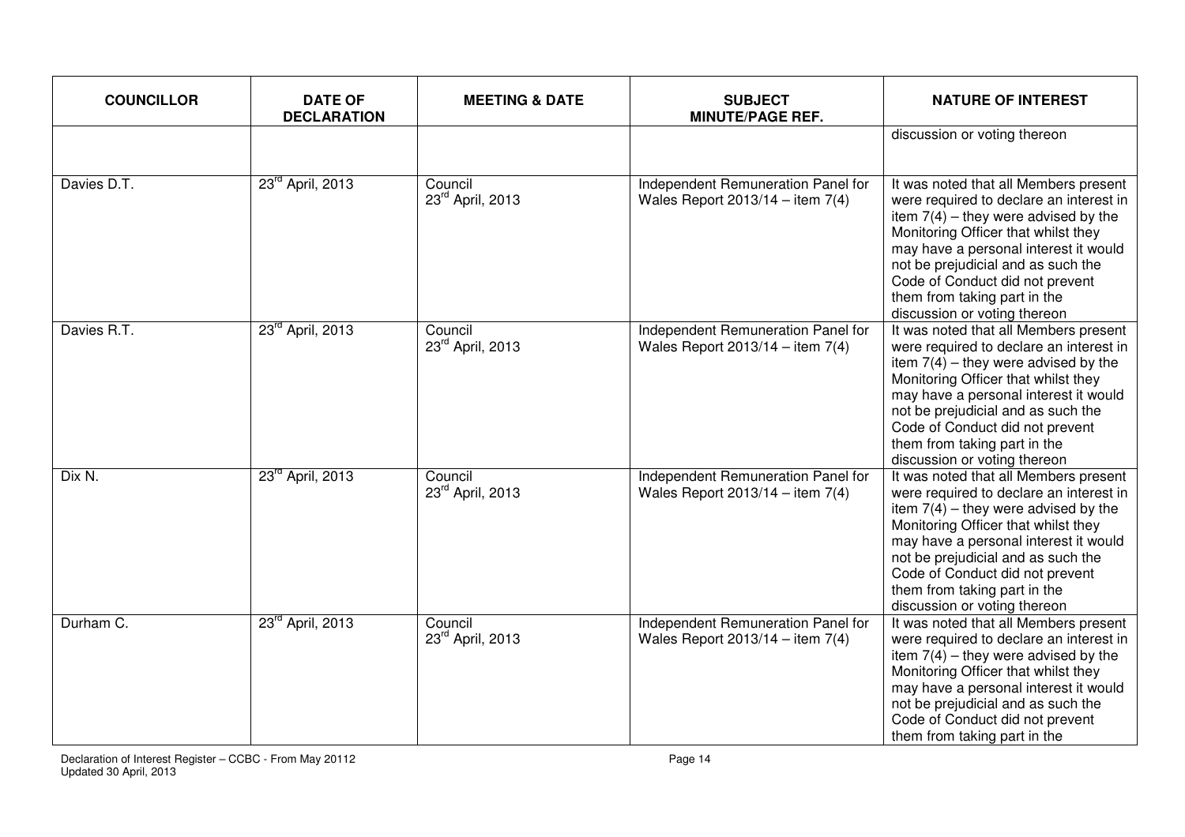| COUNCILLOR | DATE OF DECLARATION | MEETING & DATE | SUBJECT MINUTE/PAGE REF. | NATURE OF INTEREST |
|---|---|---|---|---|
| | | | | discussion or voting thereon |
| Davies D.T. | 23rd April, 2013 | Council 23rd April, 2013 | Independent Remuneration Panel for Wales Report 2013/14 – item 7(4) | It was noted that all Members present were required to declare an interest in item 7(4) – they were advised by the Monitoring Officer that whilst they may have a personal interest it would not be prejudicial and as such the Code of Conduct did not prevent them from taking part in the discussion or voting thereon |
| Davies R.T. | 23rd April, 2013 | Council 23rd April, 2013 | Independent Remuneration Panel for Wales Report 2013/14 – item 7(4) | It was noted that all Members present were required to declare an interest in item 7(4) – they were advised by the Monitoring Officer that whilst they may have a personal interest it would not be prejudicial and as such the Code of Conduct did not prevent them from taking part in the discussion or voting thereon |
| Dix N. | 23rd April, 2013 | Council 23rd April, 2013 | Independent Remuneration Panel for Wales Report 2013/14 – item 7(4) | It was noted that all Members present were required to declare an interest in item 7(4) – they were advised by the Monitoring Officer that whilst they may have a personal interest it would not be prejudicial and as such the Code of Conduct did not prevent them from taking part in the discussion or voting thereon |
| Durham C. | 23rd April, 2013 | Council 23rd April, 2013 | Independent Remuneration Panel for Wales Report 2013/14 – item 7(4) | It was noted that all Members present were required to declare an interest in item 7(4) – they were advised by the Monitoring Officer that whilst they may have a personal interest it would not be prejudicial and as such the Code of Conduct did not prevent them from taking part in the |

Declaration of Interest Register – CCBC - From May 20112
Updated 30 April, 2013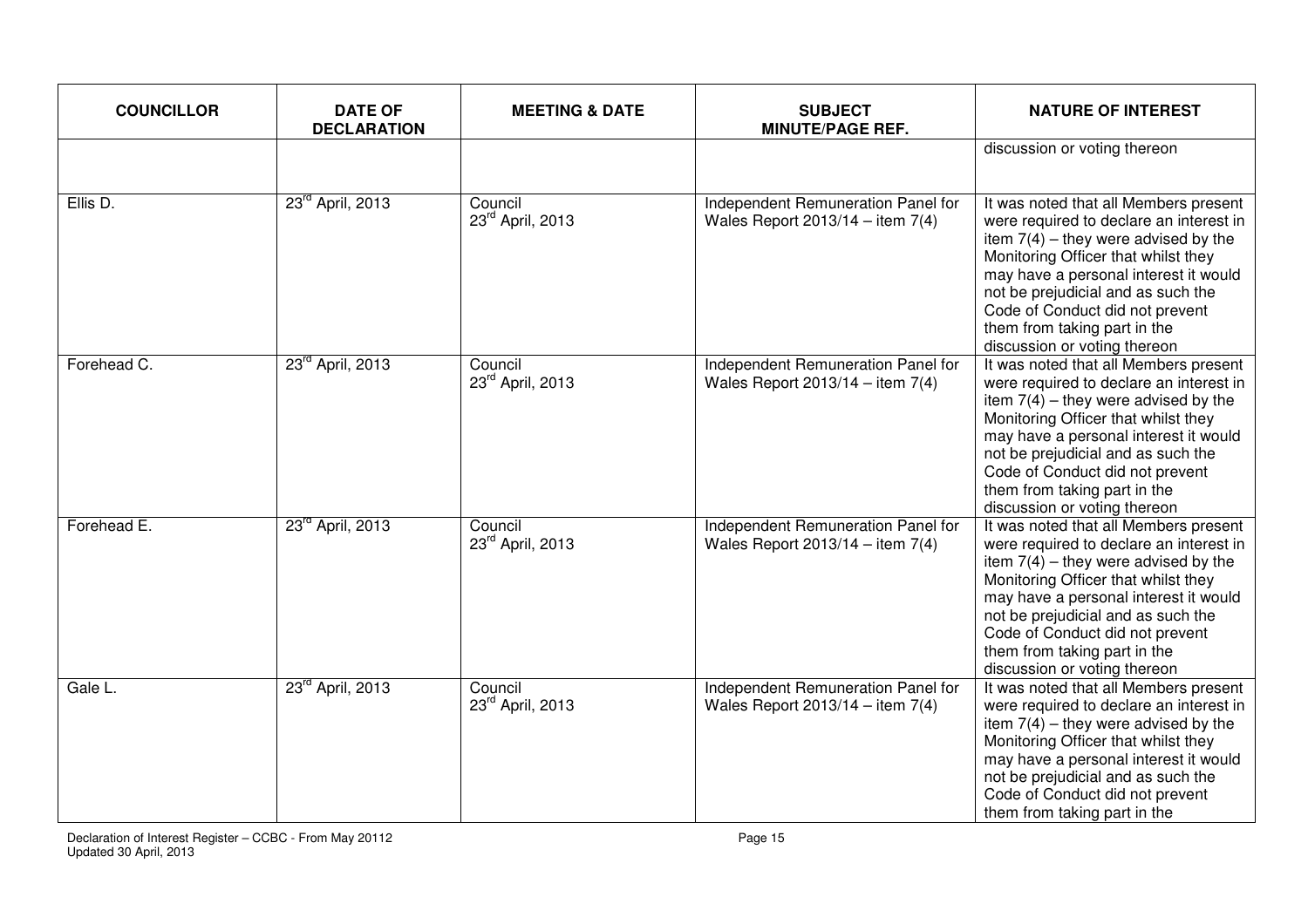| COUNCILLOR | DATE OF DECLARATION | MEETING & DATE | SUBJECT MINUTE/PAGE REF. | NATURE OF INTEREST |
|---|---|---|---|---|
| | | | | discussion or voting thereon |
| Ellis D. | 23rd April, 2013 | Council 23rd April, 2013 | Independent Remuneration Panel for Wales Report 2013/14 – item 7(4) | It was noted that all Members present were required to declare an interest in item 7(4) – they were advised by the Monitoring Officer that whilst they may have a personal interest it would not be prejudicial and as such the Code of Conduct did not prevent them from taking part in the discussion or voting thereon |
| Forehead C. | 23rd April, 2013 | Council 23rd April, 2013 | Independent Remuneration Panel for Wales Report 2013/14 – item 7(4) | It was noted that all Members present were required to declare an interest in item 7(4) – they were advised by the Monitoring Officer that whilst they may have a personal interest it would not be prejudicial and as such the Code of Conduct did not prevent them from taking part in the discussion or voting thereon |
| Forehead E. | 23rd April, 2013 | Council 23rd April, 2013 | Independent Remuneration Panel for Wales Report 2013/14 – item 7(4) | It was noted that all Members present were required to declare an interest in item 7(4) – they were advised by the Monitoring Officer that whilst they may have a personal interest it would not be prejudicial and as such the Code of Conduct did not prevent them from taking part in the discussion or voting thereon |
| Gale L. | 23rd April, 2013 | Council 23rd April, 2013 | Independent Remuneration Panel for Wales Report 2013/14 – item 7(4) | It was noted that all Members present were required to declare an interest in item 7(4) – they were advised by the Monitoring Officer that whilst they may have a personal interest it would not be prejudicial and as such the Code of Conduct did not prevent them from taking part in the |

Declaration of Interest Register – CCBC - From May 20112
Updated 30 April, 2013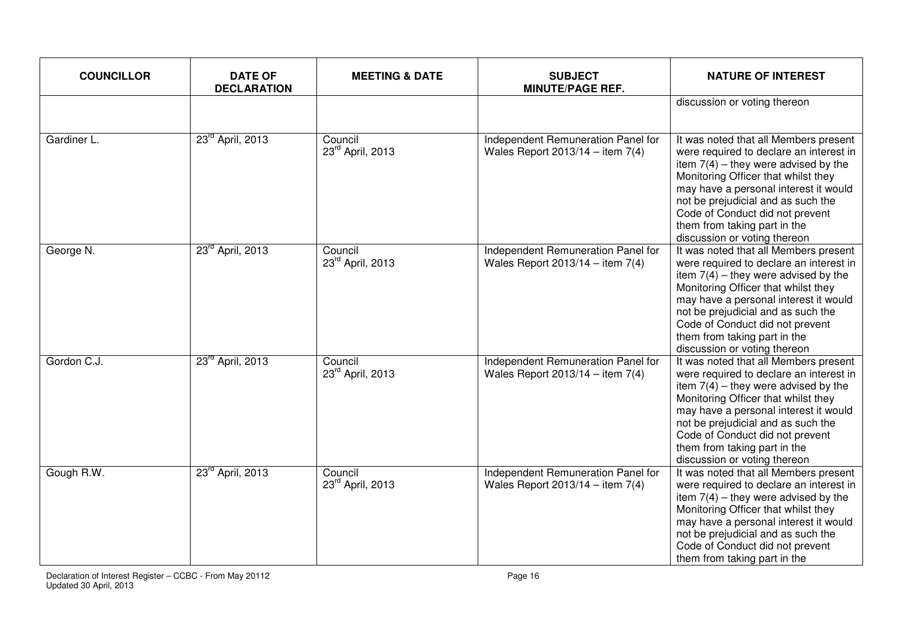| COUNCILLOR | DATE OF DECLARATION | MEETING & DATE | SUBJECT MINUTE/PAGE REF. | NATURE OF INTEREST |
|---|---|---|---|---|
| | | | | discussion or voting thereon |
| Gardiner L. | 23rd April, 2013 | Council 23rd April, 2013 | Independent Remuneration Panel for Wales Report 2013/14 – item 7(4) | It was noted that all Members present were required to declare an interest in item 7(4) – they were advised by the Monitoring Officer that whilst they may have a personal interest it would not be prejudicial and as such the Code of Conduct did not prevent them from taking part in the discussion or voting thereon |
| George N. | 23rd April, 2013 | Council 23rd April, 2013 | Independent Remuneration Panel for Wales Report 2013/14 – item 7(4) | It was noted that all Members present were required to declare an interest in item 7(4) – they were advised by the Monitoring Officer that whilst they may have a personal interest it would not be prejudicial and as such the Code of Conduct did not prevent them from taking part in the discussion or voting thereon |
| Gordon C.J. | 23rd April, 2013 | Council 23rd April, 2013 | Independent Remuneration Panel for Wales Report 2013/14 – item 7(4) | It was noted that all Members present were required to declare an interest in item 7(4) – they were advised by the Monitoring Officer that whilst they may have a personal interest it would not be prejudicial and as such the Code of Conduct did not prevent them from taking part in the discussion or voting thereon |
| Gough R.W. | 23rd April, 2013 | Council 23rd April, 2013 | Independent Remuneration Panel for Wales Report 2013/14 – item 7(4) | It was noted that all Members present were required to declare an interest in item 7(4) – they were advised by the Monitoring Officer that whilst they may have a personal interest it would not be prejudicial and as such the Code of Conduct did not prevent them from taking part in the |

Declaration of Interest Register – CCBC - From May 20112
Updated 30 April, 2013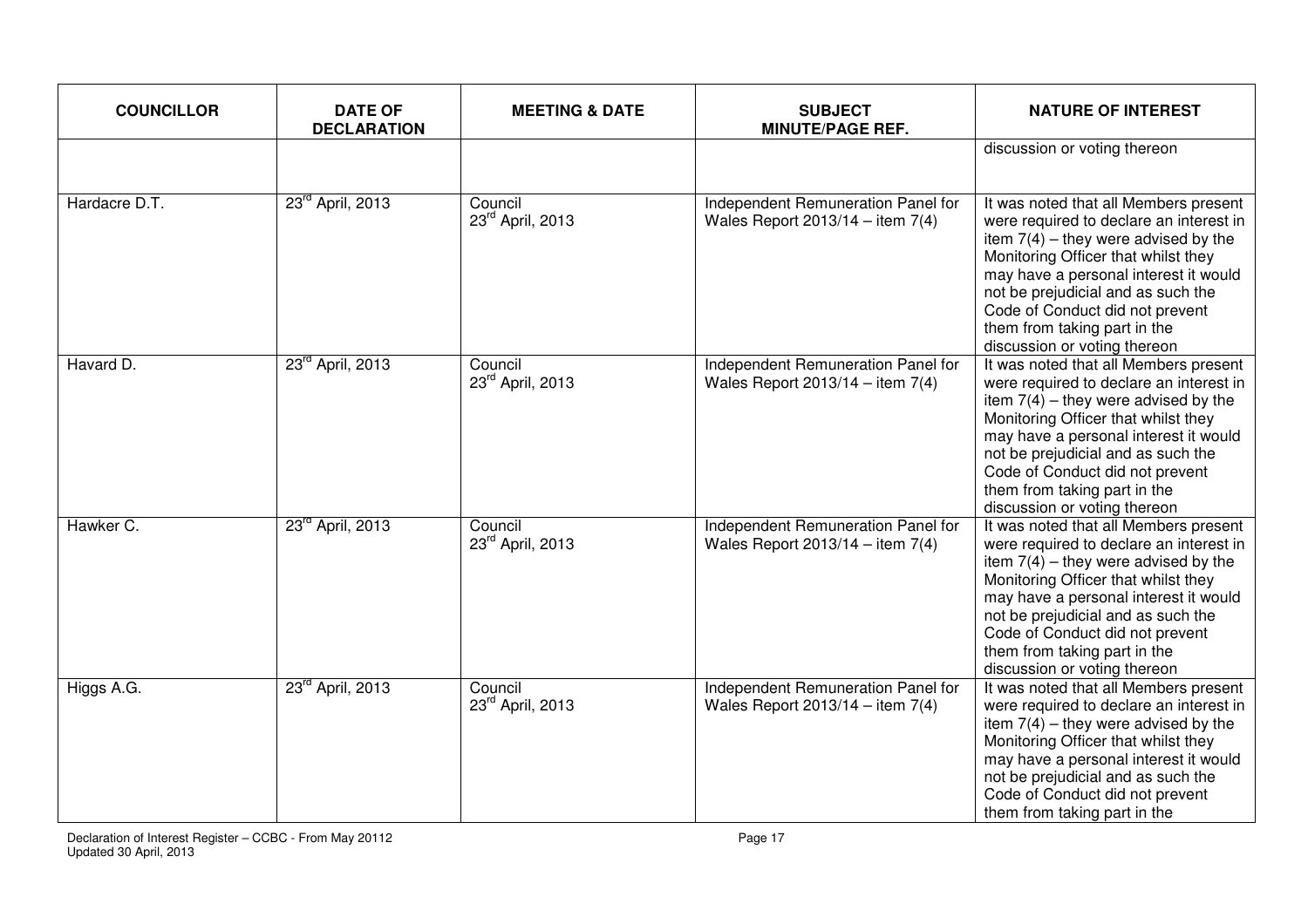| COUNCILLOR | DATE OF DECLARATION | MEETING & DATE | SUBJECT MINUTE/PAGE REF. | NATURE OF INTEREST |
|---|---|---|---|---|
| | | | | discussion or voting thereon |
| Hardacre D.T. | 23rd April, 2013 | Council 23rd April, 2013 | Independent Remuneration Panel for Wales Report 2013/14 – item 7(4) | It was noted that all Members present were required to declare an interest in item 7(4) – they were advised by the Monitoring Officer that whilst they may have a personal interest it would not be prejudicial and as such the Code of Conduct did not prevent them from taking part in the discussion or voting thereon |
| Havard D. | 23rd April, 2013 | Council 23rd April, 2013 | Independent Remuneration Panel for Wales Report 2013/14 – item 7(4) | It was noted that all Members present were required to declare an interest in item 7(4) – they were advised by the Monitoring Officer that whilst they may have a personal interest it would not be prejudicial and as such the Code of Conduct did not prevent them from taking part in the discussion or voting thereon |
| Hawker C. | 23rd April, 2013 | Council 23rd April, 2013 | Independent Remuneration Panel for Wales Report 2013/14 – item 7(4) | It was noted that all Members present were required to declare an interest in item 7(4) – they were advised by the Monitoring Officer that whilst they may have a personal interest it would not be prejudicial and as such the Code of Conduct did not prevent them from taking part in the discussion or voting thereon |
| Higgs A.G. | 23rd April, 2013 | Council 23rd April, 2013 | Independent Remuneration Panel for Wales Report 2013/14 – item 7(4) | It was noted that all Members present were required to declare an interest in item 7(4) – they were advised by the Monitoring Officer that whilst they may have a personal interest it would not be prejudicial and as such the Code of Conduct did not prevent them from taking part in the |

Declaration of Interest Register – CCBC - From May 20112
Updated 30 April, 2013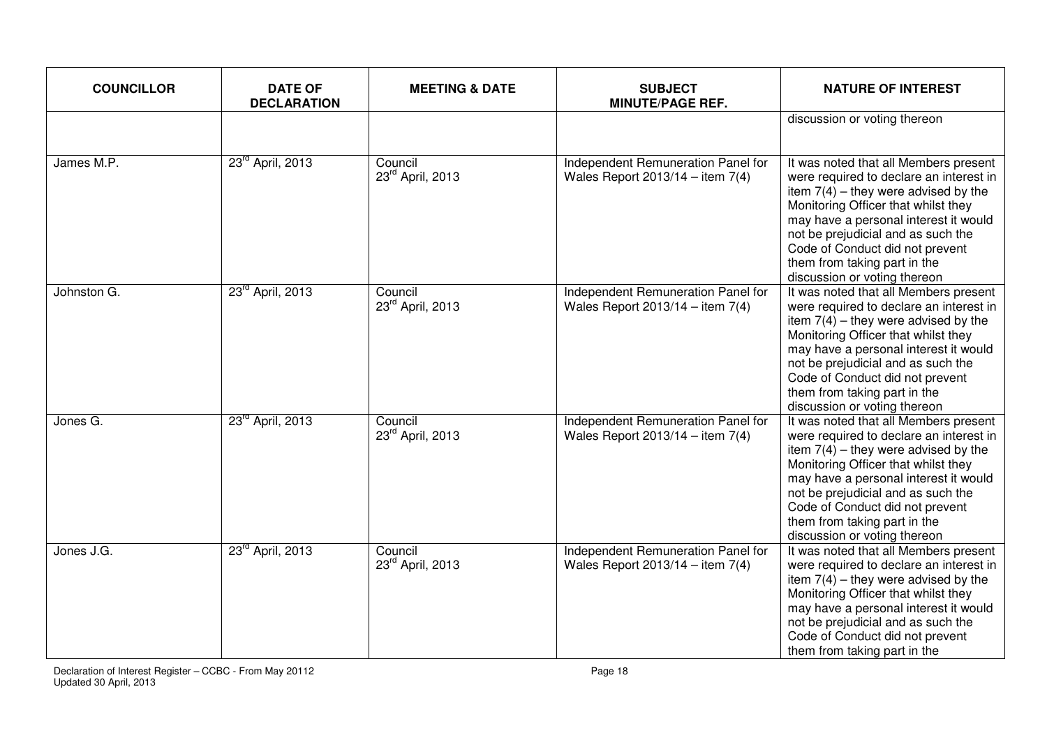| COUNCILLOR | DATE OF DECLARATION | MEETING & DATE | SUBJECT MINUTE/PAGE REF. | NATURE OF INTEREST |
|---|---|---|---|---|
| | | | | discussion or voting thereon |
| James M.P. | 23rd April, 2013 | Council 23rd April, 2013 | Independent Remuneration Panel for Wales Report 2013/14 – item 7(4) | It was noted that all Members present were required to declare an interest in item 7(4) – they were advised by the Monitoring Officer that whilst they may have a personal interest it would not be prejudicial and as such the Code of Conduct did not prevent them from taking part in the discussion or voting thereon |
| Johnston G. | 23rd April, 2013 | Council 23rd April, 2013 | Independent Remuneration Panel for Wales Report 2013/14 – item 7(4) | It was noted that all Members present were required to declare an interest in item 7(4) – they were advised by the Monitoring Officer that whilst they may have a personal interest it would not be prejudicial and as such the Code of Conduct did not prevent them from taking part in the discussion or voting thereon |
| Jones G. | 23rd April, 2013 | Council 23rd April, 2013 | Independent Remuneration Panel for Wales Report 2013/14 – item 7(4) | It was noted that all Members present were required to declare an interest in item 7(4) – they were advised by the Monitoring Officer that whilst they may have a personal interest it would not be prejudicial and as such the Code of Conduct did not prevent them from taking part in the discussion or voting thereon |
| Jones J.G. | 23rd April, 2013 | Council 23rd April, 2013 | Independent Remuneration Panel for Wales Report 2013/14 – item 7(4) | It was noted that all Members present were required to declare an interest in item 7(4) – they were advised by the Monitoring Officer that whilst they may have a personal interest it would not be prejudicial and as such the Code of Conduct did not prevent them from taking part in the |

Declaration of Interest Register – CCBC - From May 20112
Updated 30 April, 2013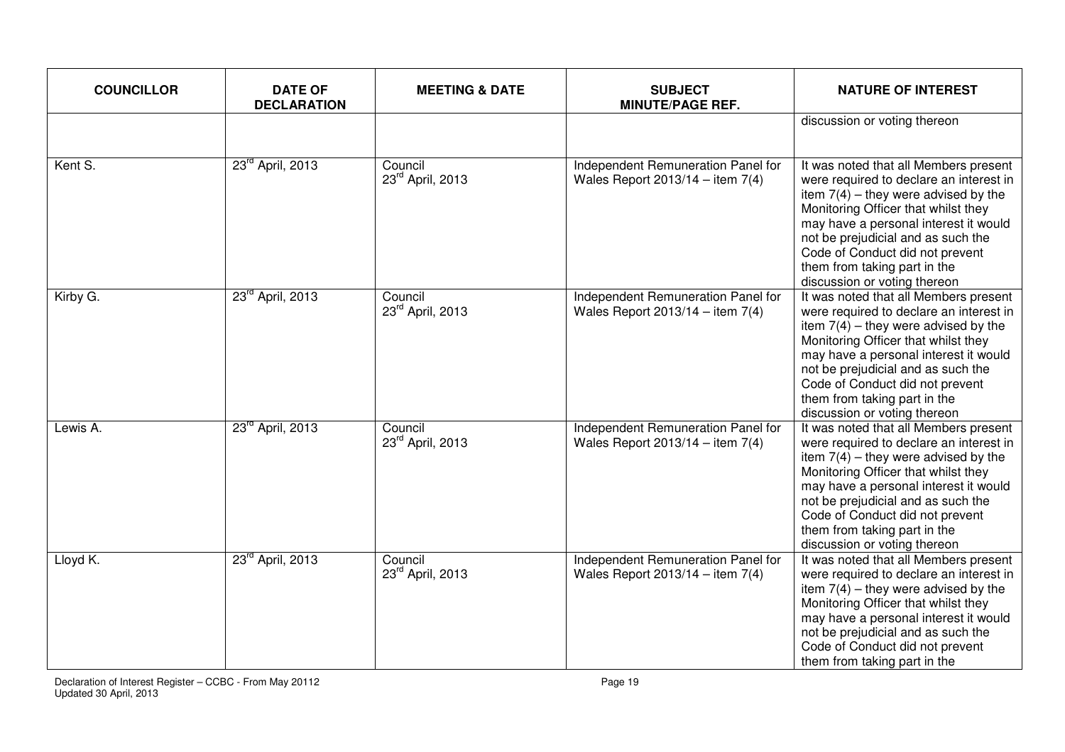| COUNCILLOR | DATE OF DECLARATION | MEETING & DATE | SUBJECT MINUTE/PAGE REF. | NATURE OF INTEREST |
|---|---|---|---|---|
| | | | | discussion or voting thereon |
| Kent S. | 23rd April, 2013 | Council 23rd April, 2013 | Independent Remuneration Panel for Wales Report 2013/14 – item 7(4) | It was noted that all Members present were required to declare an interest in item 7(4) – they were advised by the Monitoring Officer that whilst they may have a personal interest it would not be prejudicial and as such the Code of Conduct did not prevent them from taking part in the discussion or voting thereon |
| Kirby G. | 23rd April, 2013 | Council 23rd April, 2013 | Independent Remuneration Panel for Wales Report 2013/14 – item 7(4) | It was noted that all Members present were required to declare an interest in item 7(4) – they were advised by the Monitoring Officer that whilst they may have a personal interest it would not be prejudicial and as such the Code of Conduct did not prevent them from taking part in the discussion or voting thereon |
| Lewis A. | 23rd April, 2013 | Council 23rd April, 2013 | Independent Remuneration Panel for Wales Report 2013/14 – item 7(4) | It was noted that all Members present were required to declare an interest in item 7(4) – they were advised by the Monitoring Officer that whilst they may have a personal interest it would not be prejudicial and as such the Code of Conduct did not prevent them from taking part in the discussion or voting thereon |
| Lloyd K. | 23rd April, 2013 | Council 23rd April, 2013 | Independent Remuneration Panel for Wales Report 2013/14 – item 7(4) | It was noted that all Members present were required to declare an interest in item 7(4) – they were advised by the Monitoring Officer that whilst they may have a personal interest it would not be prejudicial and as such the Code of Conduct did not prevent them from taking part in the |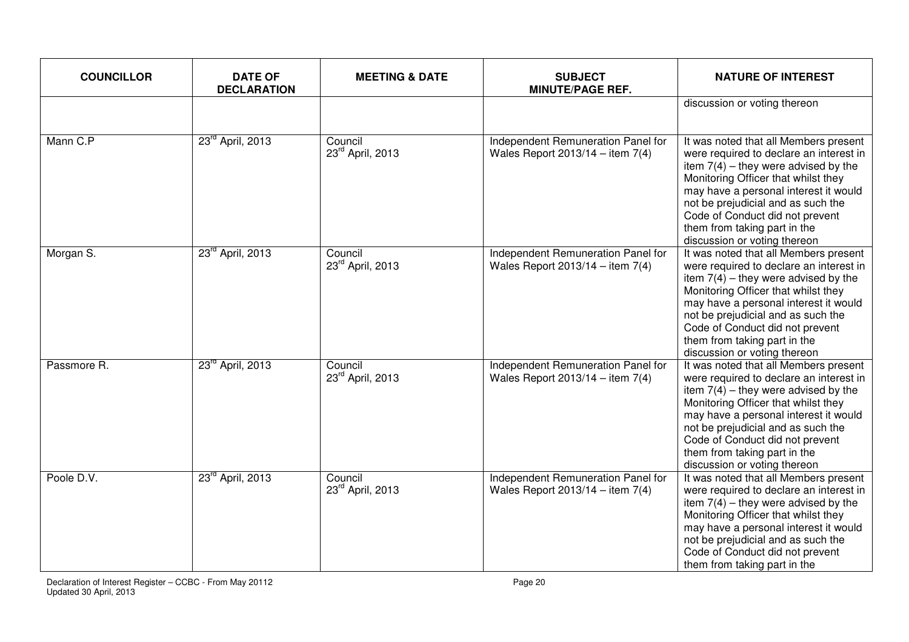| COUNCILLOR | DATE OF DECLARATION | MEETING & DATE | SUBJECT MINUTE/PAGE REF. | NATURE OF INTEREST |
|---|---|---|---|---|
| | | | | discussion or voting thereon |
| Mann C.P | 23rd April, 2013 | Council 23rd April, 2013 | Independent Remuneration Panel for Wales Report 2013/14 – item 7(4) | It was noted that all Members present were required to declare an interest in item 7(4) – they were advised by the Monitoring Officer that whilst they may have a personal interest it would not be prejudicial and as such the Code of Conduct did not prevent them from taking part in the discussion or voting thereon |
| Morgan S. | 23rd April, 2013 | Council 23rd April, 2013 | Independent Remuneration Panel for Wales Report 2013/14 – item 7(4) | It was noted that all Members present were required to declare an interest in item 7(4) – they were advised by the Monitoring Officer that whilst they may have a personal interest it would not be prejudicial and as such the Code of Conduct did not prevent them from taking part in the discussion or voting thereon |
| Passmore R. | 23rd April, 2013 | Council 23rd April, 2013 | Independent Remuneration Panel for Wales Report 2013/14 – item 7(4) | It was noted that all Members present were required to declare an interest in item 7(4) – they were advised by the Monitoring Officer that whilst they may have a personal interest it would not be prejudicial and as such the Code of Conduct did not prevent them from taking part in the discussion or voting thereon |
| Poole D.V. | 23rd April, 2013 | Council 23rd April, 2013 | Independent Remuneration Panel for Wales Report 2013/14 – item 7(4) | It was noted that all Members present were required to declare an interest in item 7(4) – they were advised by the Monitoring Officer that whilst they may have a personal interest it would not be prejudicial and as such the Code of Conduct did not prevent them from taking part in the |

Declaration of Interest Register – CCBC - From May 20112
Updated 30 April, 2013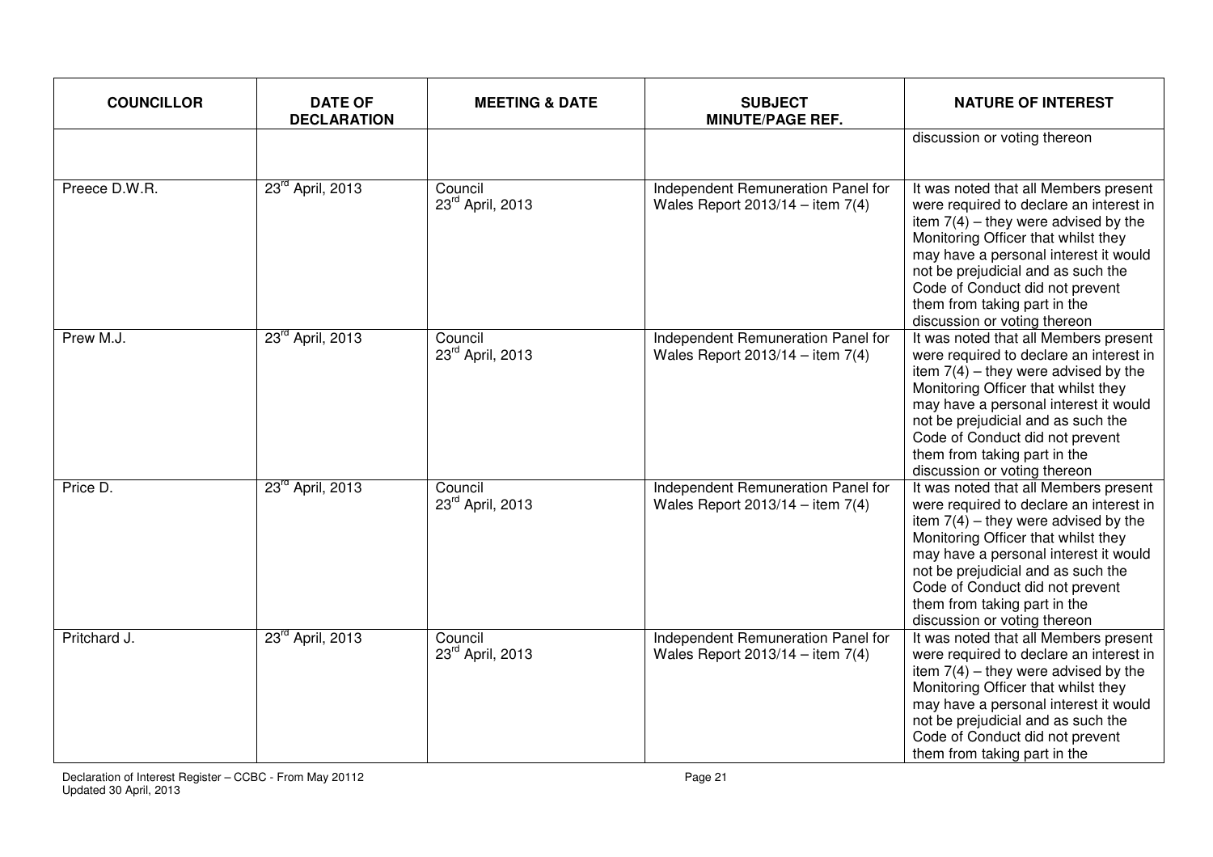| COUNCILLOR | DATE OF DECLARATION | MEETING & DATE | SUBJECT MINUTE/PAGE REF. | NATURE OF INTEREST |
|---|---|---|---|---|
| | | | | discussion or voting thereon |
| Preece D.W.R. | 23rd April, 2013 | Council 23rd April, 2013 | Independent Remuneration Panel for Wales Report 2013/14 – item 7(4) | It was noted that all Members present were required to declare an interest in item 7(4) – they were advised by the Monitoring Officer that whilst they may have a personal interest it would not be prejudicial and as such the Code of Conduct did not prevent them from taking part in the discussion or voting thereon |
| Prew M.J. | 23rd April, 2013 | Council 23rd April, 2013 | Independent Remuneration Panel for Wales Report 2013/14 – item 7(4) | It was noted that all Members present were required to declare an interest in item 7(4) – they were advised by the Monitoring Officer that whilst they may have a personal interest it would not be prejudicial and as such the Code of Conduct did not prevent them from taking part in the discussion or voting thereon |
| Price D. | 23rd April, 2013 | Council 23rd April, 2013 | Independent Remuneration Panel for Wales Report 2013/14 – item 7(4) | It was noted that all Members present were required to declare an interest in item 7(4) – they were advised by the Monitoring Officer that whilst they may have a personal interest it would not be prejudicial and as such the Code of Conduct did not prevent them from taking part in the discussion or voting thereon |
| Pritchard J. | 23rd April, 2013 | Council 23rd April, 2013 | Independent Remuneration Panel for Wales Report 2013/14 – item 7(4) | It was noted that all Members present were required to declare an interest in item 7(4) – they were advised by the Monitoring Officer that whilst they may have a personal interest it would not be prejudicial and as such the Code of Conduct did not prevent them from taking part in the |

Declaration of Interest Register – CCBC - From May 20112
Updated 30 April, 2013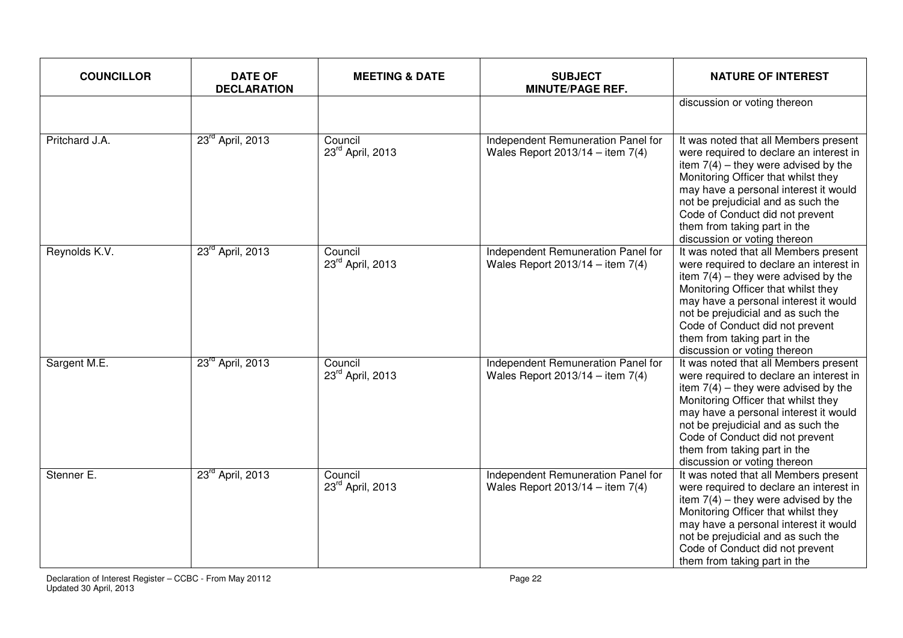| COUNCILLOR | DATE OF DECLARATION | MEETING & DATE | SUBJECT MINUTE/PAGE REF. | NATURE OF INTEREST |
|---|---|---|---|---|
| | | | | discussion or voting thereon |
| Pritchard J.A. | 23rd April, 2013 | Council 23rd April, 2013 | Independent Remuneration Panel for Wales Report 2013/14 – item 7(4) | It was noted that all Members present were required to declare an interest in item 7(4) – they were advised by the Monitoring Officer that whilst they may have a personal interest it would not be prejudicial and as such the Code of Conduct did not prevent them from taking part in the discussion or voting thereon |
| Reynolds K.V. | 23rd April, 2013 | Council 23rd April, 2013 | Independent Remuneration Panel for Wales Report 2013/14 – item 7(4) | It was noted that all Members present were required to declare an interest in item 7(4) – they were advised by the Monitoring Officer that whilst they may have a personal interest it would not be prejudicial and as such the Code of Conduct did not prevent them from taking part in the discussion or voting thereon |
| Sargent M.E. | 23rd April, 2013 | Council 23rd April, 2013 | Independent Remuneration Panel for Wales Report 2013/14 – item 7(4) | It was noted that all Members present were required to declare an interest in item 7(4) – they were advised by the Monitoring Officer that whilst they may have a personal interest it would not be prejudicial and as such the Code of Conduct did not prevent them from taking part in the discussion or voting thereon |
| Stenner E. | 23rd April, 2013 | Council 23rd April, 2013 | Independent Remuneration Panel for Wales Report 2013/14 – item 7(4) | It was noted that all Members present were required to declare an interest in item 7(4) – they were advised by the Monitoring Officer that whilst they may have a personal interest it would not be prejudicial and as such the Code of Conduct did not prevent them from taking part in the |

Declaration of Interest Register – CCBC - From May 20112
Updated 30 April, 2013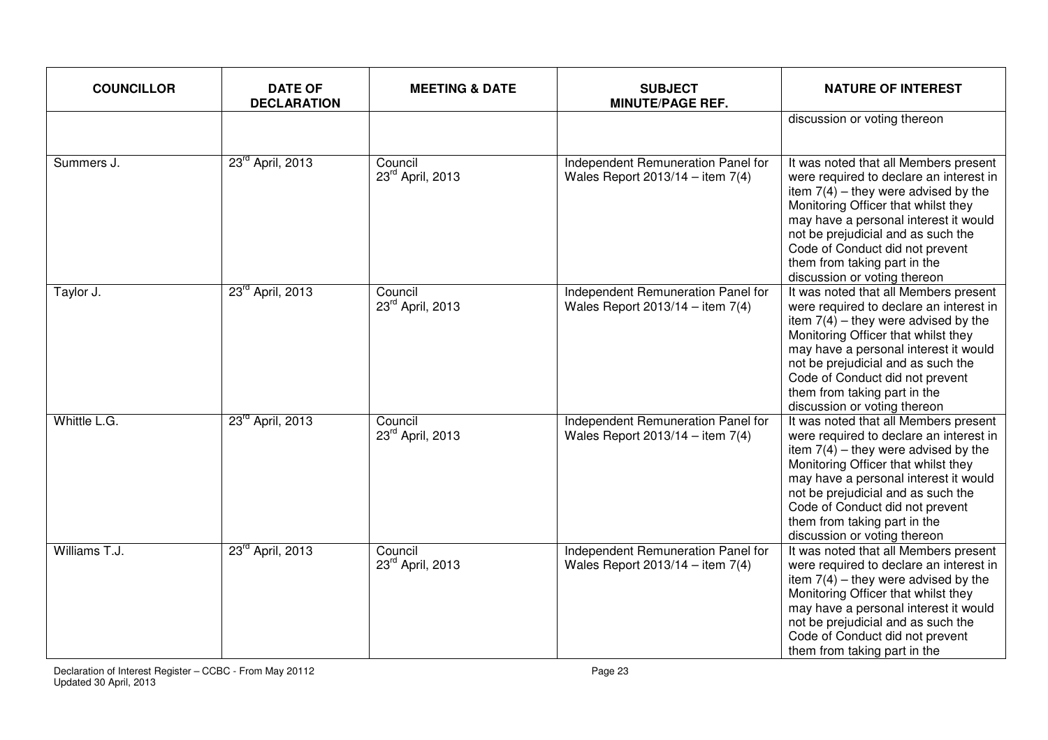| COUNCILLOR | DATE OF DECLARATION | MEETING & DATE | SUBJECT MINUTE/PAGE REF. | NATURE OF INTEREST |
|---|---|---|---|---|
| | | | | discussion or voting thereon |
| Summers J. | 23rd April, 2013 | Council 23rd April, 2013 | Independent Remuneration Panel for Wales Report 2013/14 – item 7(4) | It was noted that all Members present were required to declare an interest in item 7(4) – they were advised by the Monitoring Officer that whilst they may have a personal interest it would not be prejudicial and as such the Code of Conduct did not prevent them from taking part in the discussion or voting thereon |
| Taylor J. | 23rd April, 2013 | Council 23rd April, 2013 | Independent Remuneration Panel for Wales Report 2013/14 – item 7(4) | It was noted that all Members present were required to declare an interest in item 7(4) – they were advised by the Monitoring Officer that whilst they may have a personal interest it would not be prejudicial and as such the Code of Conduct did not prevent them from taking part in the discussion or voting thereon |
| Whittle L.G. | 23rd April, 2013 | Council 23rd April, 2013 | Independent Remuneration Panel for Wales Report 2013/14 – item 7(4) | It was noted that all Members present were required to declare an interest in item 7(4) – they were advised by the Monitoring Officer that whilst they may have a personal interest it would not be prejudicial and as such the Code of Conduct did not prevent them from taking part in the discussion or voting thereon |
| Williams T.J. | 23rd April, 2013 | Council 23rd April, 2013 | Independent Remuneration Panel for Wales Report 2013/14 – item 7(4) | It was noted that all Members present were required to declare an interest in item 7(4) – they were advised by the Monitoring Officer that whilst they may have a personal interest it would not be prejudicial and as such the Code of Conduct did not prevent them from taking part in the |

Declaration of Interest Register – CCBC - From May 20112
Updated 30 April, 2013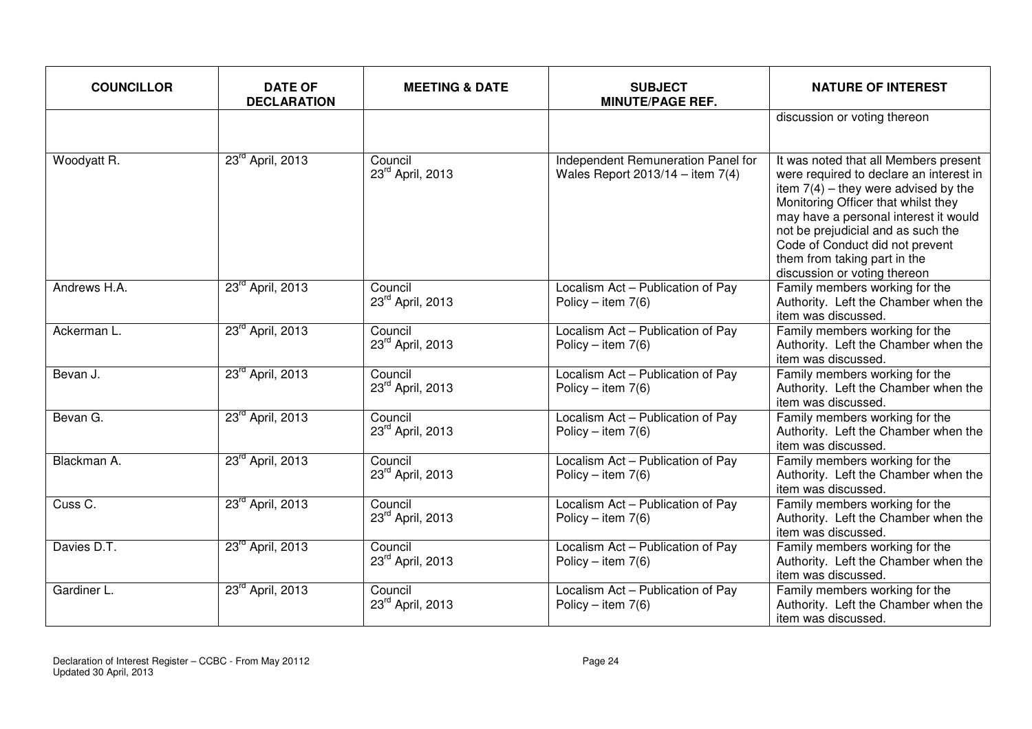| COUNCILLOR | DATE OF DECLARATION | MEETING & DATE | SUBJECT MINUTE/PAGE REF. | NATURE OF INTEREST |
|---|---|---|---|---|
| | | | | discussion or voting thereon |
| Woodyatt R. | 23rd April, 2013 | Council 23rd April, 2013 | Independent Remuneration Panel for Wales Report 2013/14 – item 7(4) | It was noted that all Members present were required to declare an interest in item 7(4) – they were advised by the Monitoring Officer that whilst they may have a personal interest it would not be prejudicial and as such the Code of Conduct did not prevent them from taking part in the discussion or voting thereon |
| Andrews H.A. | 23rd April, 2013 | Council 23rd April, 2013 | Localism Act – Publication of Pay Policy – item 7(6) | Family members working for the Authority. Left the Chamber when the item was discussed. |
| Ackerman L. | 23rd April, 2013 | Council 23rd April, 2013 | Localism Act – Publication of Pay Policy – item 7(6) | Family members working for the Authority. Left the Chamber when the item was discussed. |
| Bevan J. | 23rd April, 2013 | Council 23rd April, 2013 | Localism Act – Publication of Pay Policy – item 7(6) | Family members working for the Authority. Left the Chamber when the item was discussed. |
| Bevan G. | 23rd April, 2013 | Council 23rd April, 2013 | Localism Act – Publication of Pay Policy – item 7(6) | Family members working for the Authority. Left the Chamber when the item was discussed. |
| Blackman A. | 23rd April, 2013 | Council 23rd April, 2013 | Localism Act – Publication of Pay Policy – item 7(6) | Family members working for the Authority. Left the Chamber when the item was discussed. |
| Cuss C. | 23rd April, 2013 | Council 23rd April, 2013 | Localism Act – Publication of Pay Policy – item 7(6) | Family members working for the Authority. Left the Chamber when the item was discussed. |
| Davies D.T. | 23rd April, 2013 | Council 23rd April, 2013 | Localism Act – Publication of Pay Policy – item 7(6) | Family members working for the Authority. Left the Chamber when the item was discussed. |
| Gardiner L. | 23rd April, 2013 | Council 23rd April, 2013 | Localism Act – Publication of Pay Policy – item 7(6) | Family members working for the Authority. Left the Chamber when the item was discussed. |

Declaration of Interest Register – CCBC - From May 20112
Updated 30 April, 2013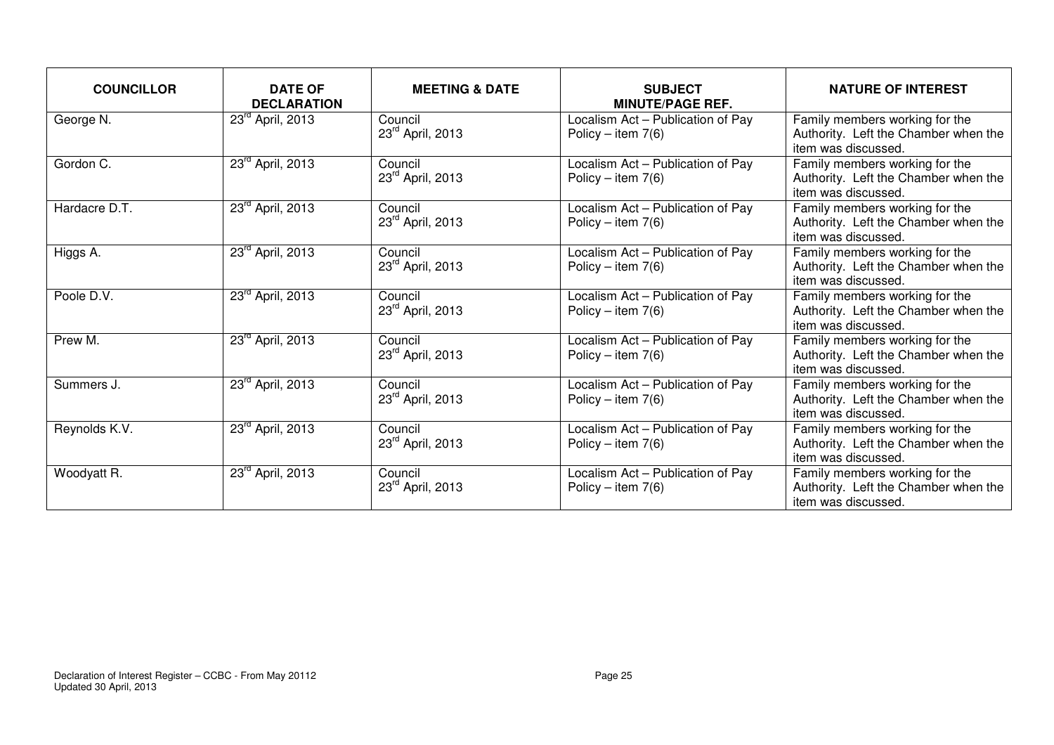| COUNCILLOR | DATE OF DECLARATION | MEETING & DATE | SUBJECT MINUTE/PAGE REF. | NATURE OF INTEREST |
|---|---|---|---|---|
| George N. | 23rd April, 2013 | Council 23rd April, 2013 | Localism Act – Publication of Pay Policy – item 7(6) | Family members working for the Authority. Left the Chamber when the item was discussed. |
| Gordon C. | 23rd April, 2013 | Council 23rd April, 2013 | Localism Act – Publication of Pay Policy – item 7(6) | Family members working for the Authority. Left the Chamber when the item was discussed. |
| Hardacre D.T. | 23rd April, 2013 | Council 23rd April, 2013 | Localism Act – Publication of Pay Policy – item 7(6) | Family members working for the Authority. Left the Chamber when the item was discussed. |
| Higgs A. | 23rd April, 2013 | Council 23rd April, 2013 | Localism Act – Publication of Pay Policy – item 7(6) | Family members working for the Authority. Left the Chamber when the item was discussed. |
| Poole D.V. | 23rd April, 2013 | Council 23rd April, 2013 | Localism Act – Publication of Pay Policy – item 7(6) | Family members working for the Authority. Left the Chamber when the item was discussed. |
| Prew M. | 23rd April, 2013 | Council 23rd April, 2013 | Localism Act – Publication of Pay Policy – item 7(6) | Family members working for the Authority. Left the Chamber when the item was discussed. |
| Summers J. | 23rd April, 2013 | Council 23rd April, 2013 | Localism Act – Publication of Pay Policy – item 7(6) | Family members working for the Authority. Left the Chamber when the item was discussed. |
| Reynolds K.V. | 23rd April, 2013 | Council 23rd April, 2013 | Localism Act – Publication of Pay Policy – item 7(6) | Family members working for the Authority. Left the Chamber when the item was discussed. |
| Woodyatt R. | 23rd April, 2013 | Council 23rd April, 2013 | Localism Act – Publication of Pay Policy – item 7(6) | Family members working for the Authority. Left the Chamber when the item was discussed. |